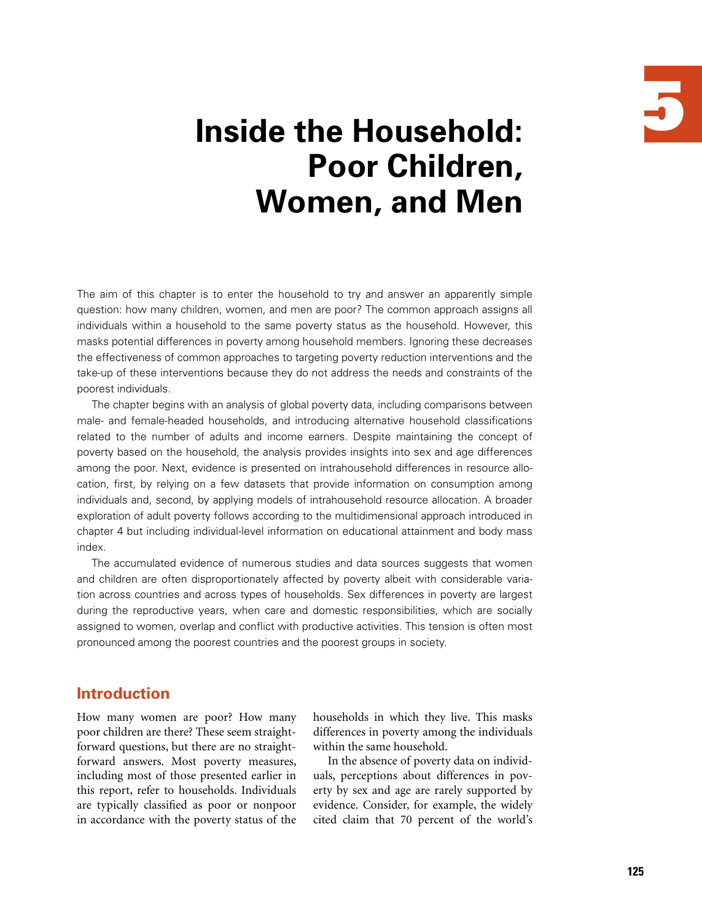# 5

# Inside the Household: Poor Children, Women, and Men

The aim of this chapter is to enter the household to try and answer an apparently simple question: how many children, women, and men are poor? The common approach assigns all individuals within a household to the same poverty status as the household. However, this masks potential differences in poverty among household members. Ignoring these decreases the effectiveness of common approaches to targeting poverty reduction interventions and the take-up of these interventions because they do not address the needs and constraints of the poorest individuals.

The chapter begins with an analysis of global poverty data, including comparisons between male- and female-headed households, and introducing alternative household classifications related to the number of adults and income earners. Despite maintaining the concept of poverty based on the household, the analysis provides insights into sex and age differences among the poor. Next, evidence is presented on intrahousehold differences in resource allocation, first, by relying on a few datasets that provide information on consumption among individuals and, second, by applying models of intrahousehold resource allocation. A broader exploration of adult poverty follows according to the multidimensional approach introduced in chapter 4 but including individual-level information on educational attainment and body mass index.

The accumulated evidence of numerous studies and data sources suggests that women and children are often disproportionately affected by poverty albeit with considerable variation across countries and across types of households. Sex differences in poverty are largest during the reproductive years, when care and domestic responsibilities, which are socially assigned to women, overlap and conflict with productive activities. This tension is often most pronounced among the poorest countries and the poorest groups in society.

## Introduction

How many women are poor? How many poor children are there? These seem straightforward questions, but there are no straightforward answers. Most poverty measures, including most of those presented earlier in this report, refer to households. Individuals are typically classified as poor or nonpoor in accordance with the poverty status of the households in which they live. This masks differences in poverty among the individuals within the same household.

In the absence of poverty data on individuals, perceptions about differences in poverty by sex and age are rarely supported by evidence. Consider, for example, the widely cited claim that 70 percent of the world's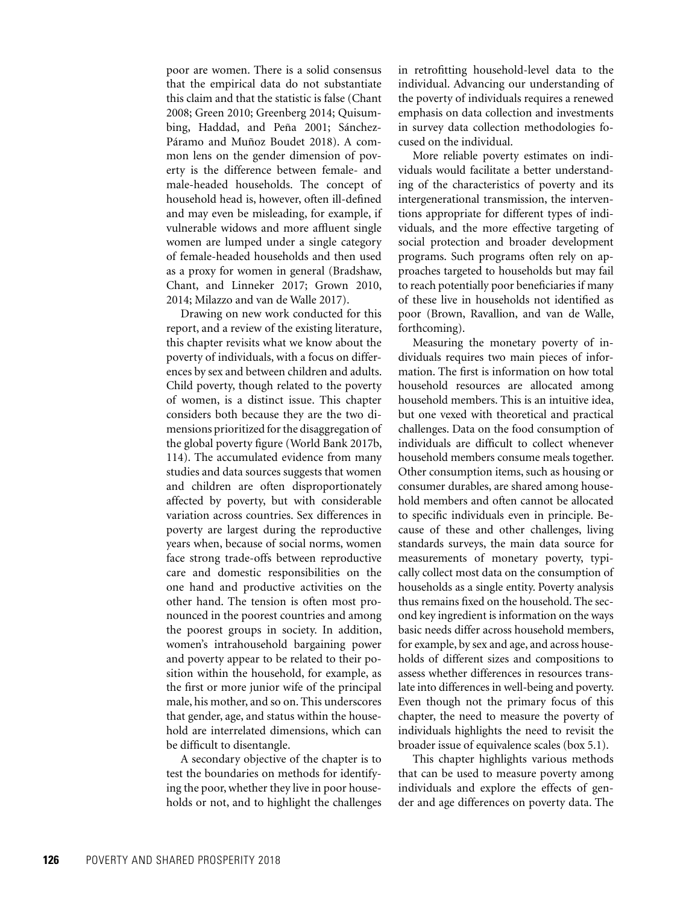poor are women. There is a solid consensus that the empirical data do not substantiate this claim and that the statistic is false (Chant 2008; Green 2010; Greenberg 2014; Quisumbing, Haddad, and Peña 2001; Sánchez-Páramo and Muñoz Boudet 2018). A common lens on the gender dimension of poverty is the difference between female- and male-headed households. The concept of household head is, however, often ill-defined and may even be misleading, for example, if vulnerable widows and more affluent single women are lumped under a single category of female-headed households and then used as a proxy for women in general (Bradshaw, Chant, and Linneker 2017; Grown 2010, 2014; Milazzo and van de Walle 2017).

Drawing on new work conducted for this report, and a review of the existing literature, this chapter revisits what we know about the poverty of individuals, with a focus on differences by sex and between children and adults. Child poverty, though related to the poverty of women, is a distinct issue. This chapter considers both because they are the two dimensions prioritized for the disaggregation of the global poverty figure (World Bank 2017b, 114). The accumulated evidence from many studies and data sources suggests that women and children are often disproportionately affected by poverty, but with considerable variation across countries. Sex differences in poverty are largest during the reproductive years when, because of social norms, women face strong trade-offs between reproductive care and domestic responsibilities on the one hand and productive activities on the other hand. The tension is often most pronounced in the poorest countries and among the poorest groups in society. In addition, women's intrahousehold bargaining power and poverty appear to be related to their position within the household, for example, as the first or more junior wife of the principal male, his mother, and so on. This underscores that gender, age, and status within the household are interrelated dimensions, which can be difficult to disentangle.

A secondary objective of the chapter is to test the boundaries on methods for identifying the poor, whether they live in poor households or not, and to highlight the challenges in retrofitting household-level data to the individual. Advancing our understanding of the poverty of individuals requires a renewed emphasis on data collection and investments in survey data collection methodologies focused on the individual.

More reliable poverty estimates on individuals would facilitate a better understanding of the characteristics of poverty and its intergenerational transmission, the interventions appropriate for different types of individuals, and the more effective targeting of social protection and broader development programs. Such programs often rely on approaches targeted to households but may fail to reach potentially poor beneficiaries if many of these live in households not identified as poor (Brown, Ravallion, and van de Walle, forthcoming).

Measuring the monetary poverty of individuals requires two main pieces of information. The first is information on how total household resources are allocated among household members. This is an intuitive idea, but one vexed with theoretical and practical challenges. Data on the food consumption of individuals are difficult to collect whenever household members consume meals together. Other consumption items, such as housing or consumer durables, are shared among household members and often cannot be allocated to specific individuals even in principle. Because of these and other challenges, living standards surveys, the main data source for measurements of monetary poverty, typically collect most data on the consumption of households as a single entity. Poverty analysis thus remains fixed on the household. The second key ingredient is information on the ways basic needs differ across household members, for example, by sex and age, and across households of different sizes and compositions to assess whether differences in resources translate into differences in well-being and poverty. Even though not the primary focus of this chapter, the need to measure the poverty of individuals highlights the need to revisit the broader issue of equivalence scales (box 5.1).

This chapter highlights various methods that can be used to measure poverty among individuals and explore the effects of gender and age differences on poverty data. The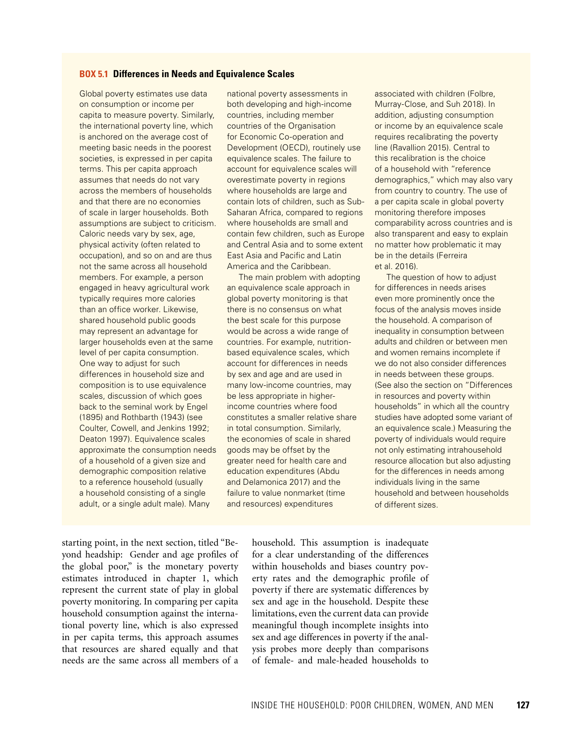### BOX 5.1 Differences in Needs and Equivalence Scales

Global poverty estimates use data on consumption or income per capita to measure poverty. Similarly, the international poverty line, which is anchored on the average cost of meeting basic needs in the poorest societies, is expressed in per capita terms. This per capita approach assumes that needs do not vary across the members of households and that there are no economies of scale in larger households. Both assumptions are subject to criticism. Caloric needs vary by sex, age, physical activity (often related to occupation), and so on and are thus not the same across all household members. For example, a person engaged in heavy agricultural work typically requires more calories than an office worker. Likewise, shared household public goods may represent an advantage for larger households even at the same level of per capita consumption. One way to adjust for such differences in household size and composition is to use equivalence scales, discussion of which goes back to the seminal work by Engel (1895) and Rothbarth (1943) (see Coulter, Cowell, and Jenkins 1992; Deaton 1997). Equivalence scales approximate the consumption needs of a household of a given size and demographic composition relative to a reference household (usually a household consisting of a single adult, or a single adult male). Many national poverty assessments in both developing and high-income countries, including member countries of the Organisation for Economic Co-operation and Development (OECD), routinely use equivalence scales. The failure to account for equivalence scales will overestimate poverty in regions where households are large and contain lots of children, such as Sub-Saharan Africa, compared to regions where households are small and contain few children, such as Europe and Central Asia and to some extent East Asia and Pacific and Latin America and the Caribbean.

The main problem with adopting an equivalence scale approach in global poverty monitoring is that there is no consensus on what the best scale for this purpose would be across a wide range of countries. For example, nutrition-based equivalence scales, which account for differences in needs by sex and age and are used in many low-income countries, may be less appropriate in higher-income countries where food constitutes a smaller relative share in total consumption. Similarly, the economies of scale in shared goods may be offset by the greater need for health care and education expenditures (Abdu and Delamonica 2017) and the failure to value nonmarket (time and resources) expenditures associated with children (Folbre, Murray-Close, and Suh 2018). In addition, adjusting consumption or income by an equivalence scale requires recalibrating the poverty line (Ravallion 2015). Central to this recalibration is the choice of a household with "reference demographics," which may also vary from country to country. The use of a per capita scale in global poverty monitoring therefore imposes comparability across countries and is also transparent and easy to explain no matter how problematic it may be in the details (Ferreira et al. 2016).

The question of how to adjust for differences in needs arises even more prominently once the focus of the analysis moves inside the household. A comparison of inequality in consumption between adults and children or between men and women remains incomplete if we do not also consider differences in needs between these groups. (See also the section on "Differences in resources and poverty within households" in which all the country studies have adopted some variant of an equivalence scale.) Measuring the poverty of individuals would require not only estimating intrahousehold resource allocation but also adjusting for the differences in needs among individuals living in the same household and between households of different sizes.

starting point, in the next section, titled "Beyond headship: Gender and age profiles of the global poor," is the monetary poverty estimates introduced in chapter 1, which represent the current state of play in global poverty monitoring. In comparing per capita household consumption against the international poverty line, which is also expressed in per capita terms, this approach assumes that resources are shared equally and that needs are the same across all members of a household. This assumption is inadequate for a clear understanding of the differences within households and biases country poverty rates and the demographic profile of poverty if there are systematic differences by sex and age in the household. Despite these limitations, even the current data can provide meaningful though incomplete insights into sex and age differences in poverty if the analysis probes more deeply than comparisons of female- and male-headed households to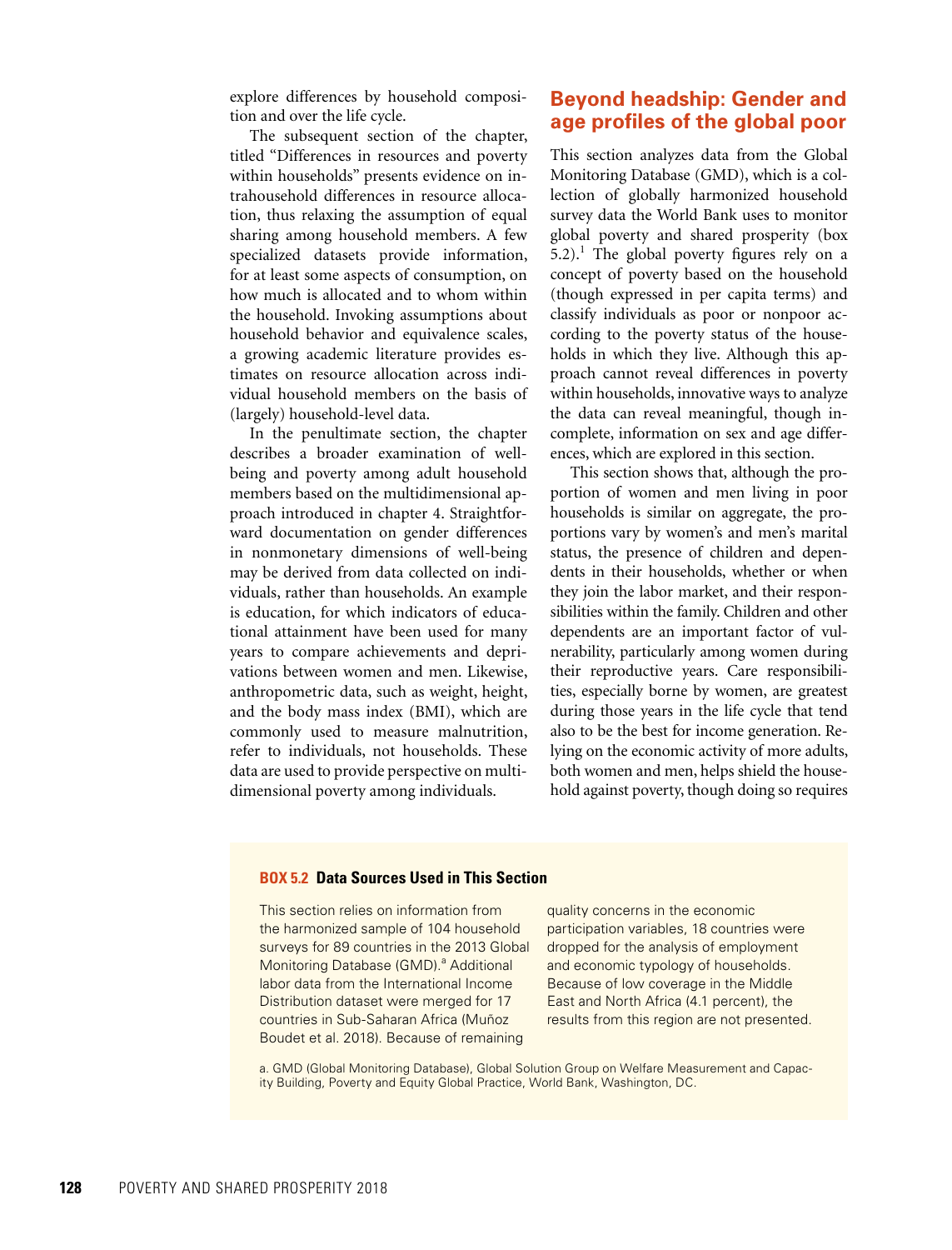explore differences by household composition and over the life cycle.

The subsequent section of the chapter, titled "Differences in resources and poverty within households" presents evidence on intrahousehold differences in resource allocation, thus relaxing the assumption of equal sharing among household members. A few specialized datasets provide information, for at least some aspects of consumption, on how much is allocated and to whom within the household. Invoking assumptions about household behavior and equivalence scales, a growing academic literature provides estimates on resource allocation across individual household members on the basis of (largely) household-level data.

In the penultimate section, the chapter describes a broader examination of well-being and poverty among adult household members based on the multidimensional approach introduced in chapter 4. Straightforward documentation on gender differences in nonmonetary dimensions of well-being may be derived from data collected on individuals, rather than households. An example is education, for which indicators of educational attainment have been used for many years to compare achievements and deprivations between women and men. Likewise, anthropometric data, such as weight, height, and the body mass index (BMI), which are commonly used to measure malnutrition, refer to individuals, not households. These data are used to provide perspective on multidimensional poverty among individuals.

## Beyond headship: Gender and age profiles of the global poor

This section analyzes data from the Global Monitoring Database (GMD), which is a collection of globally harmonized household survey data the World Bank uses to monitor global poverty and shared prosperity (box 5.2).[1] The global poverty figures rely on a concept of poverty based on the household (though expressed in per capita terms) and classify individuals as poor or nonpoor according to the poverty status of the households in which they live. Although this approach cannot reveal differences in poverty within households, innovative ways to analyze the data can reveal meaningful, though incomplete, information on sex and age differences, which are explored in this section.

This section shows that, although the proportion of women and men living in poor households is similar on aggregate, the proportions vary by women's and men's marital status, the presence of children and dependents in their households, whether or when they join the labor market, and their responsibilities within the family. Children and other dependents are an important factor of vulnerability, particularly among women during their reproductive years. Care responsibilities, especially borne by women, are greatest during those years in the life cycle that tend also to be the best for income generation. Relying on the economic activity of more adults, both women and men, helps shield the household against poverty, though doing so requires

**BOX 5.2 Data Sources Used in This Section**

This section relies on information from the harmonized sample of 104 household surveys for 89 countries in the 2013 Global Monitoring Database (GMD).[a] Additional labor data from the International Income Distribution dataset were merged for 17 countries in Sub-Saharan Africa (Muñoz Boudet et al. 2018). Because of remaining quality concerns in the economic participation variables, 18 countries were dropped for the analysis of employment and economic typology of households. Because of low coverage in the Middle East and North Africa (4.1 percent), the results from this region are not presented.

a. GMD (Global Monitoring Database), Global Solution Group on Welfare Measurement and Capacity Building, Poverty and Equity Global Practice, World Bank, Washington, DC.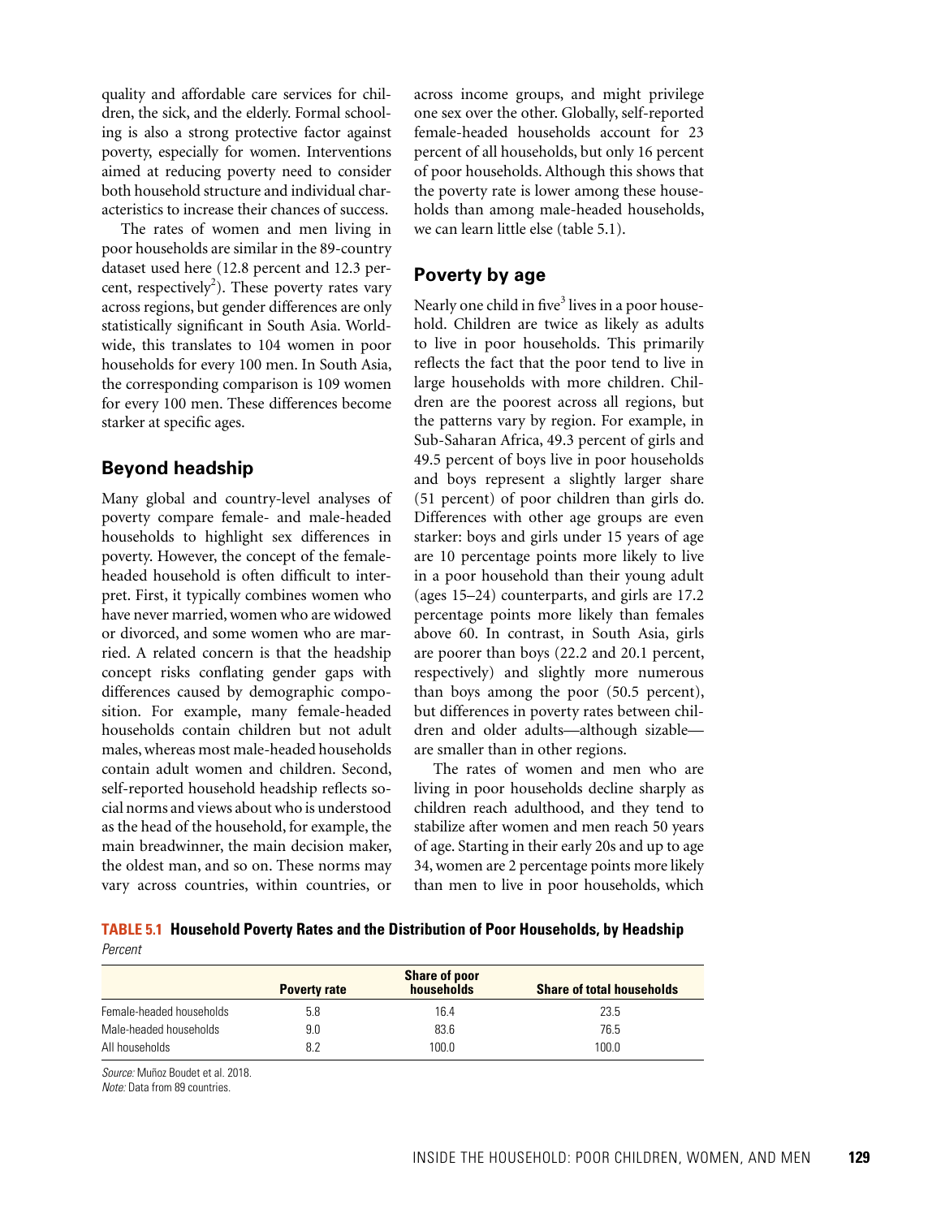quality and affordable care services for children, the sick, and the elderly. Formal schooling is also a strong protective factor against poverty, especially for women. Interventions aimed at reducing poverty need to consider both household structure and individual characteristics to increase their chances of success.

The rates of women and men living in poor households are similar in the 89-country dataset used here (12.8 percent and 12.3 percent, respectively[2]). These poverty rates vary across regions, but gender differences are only statistically significant in South Asia. Worldwide, this translates to 104 women in poor households for every 100 men. In South Asia, the corresponding comparison is 109 women for every 100 men. These differences become starker at specific ages.

## Beyond headship

Many global and country-level analyses of poverty compare female- and male-headed households to highlight sex differences in poverty. However, the concept of the female-headed household is often difficult to interpret. First, it typically combines women who have never married, women who are widowed or divorced, and some women who are married. A related concern is that the headship concept risks conflating gender gaps with differences caused by demographic composition. For example, many female-headed households contain children but not adult males, whereas most male-headed households contain adult women and children. Second, self-reported household headship reflects social norms and views about who is understood as the head of the household, for example, the main breadwinner, the main decision maker, the oldest man, and so on. These norms may vary across countries, within countries, or across income groups, and might privilege one sex over the other. Globally, self-reported female-headed households account for 23 percent of all households, but only 16 percent of poor households. Although this shows that the poverty rate is lower among these households than among male-headed households, we can learn little else (table 5.1).

## Poverty by age

Nearly one child in five[3] lives in a poor household. Children are twice as likely as adults to live in poor households. This primarily reflects the fact that the poor tend to live in large households with more children. Children are the poorest across all regions, but the patterns vary by region. For example, in Sub-Saharan Africa, 49.3 percent of girls and 49.5 percent of boys live in poor households and boys represent a slightly larger share (51 percent) of poor children than girls do. Differences with other age groups are even starker: boys and girls under 15 years of age are 10 percentage points more likely to live in a poor household than their young adult (ages 15–24) counterparts, and girls are 17.2 percentage points more likely than females above 60. In contrast, in South Asia, girls are poorer than boys (22.2 and 20.1 percent, respectively) and slightly more numerous than boys among the poor (50.5 percent), but differences in poverty rates between children and older adults—although sizable—are smaller than in other regions.

The rates of women and men who are living in poor households decline sharply as children reach adulthood, and they tend to stabilize after women and men reach 50 years of age. Starting in their early 20s and up to age 34, women are 2 percentage points more likely than men to live in poor households, which

**TABLE 5.1 Household Poverty Rates and the Distribution of Poor Households, by Headship**

*Percent*

| | Poverty rate | Share of poor households | Share of total households |
|---|---|---|---|
| Female-headed households | 5.8 | 16.4 | 23.5 |
| Male-headed households | 9.0 | 83.6 | 76.5 |
| All households | 8.2 | 100.0 | 100.0 |

*Source:* Muñoz Boudet et al. 2018.
*Note:* Data from 89 countries.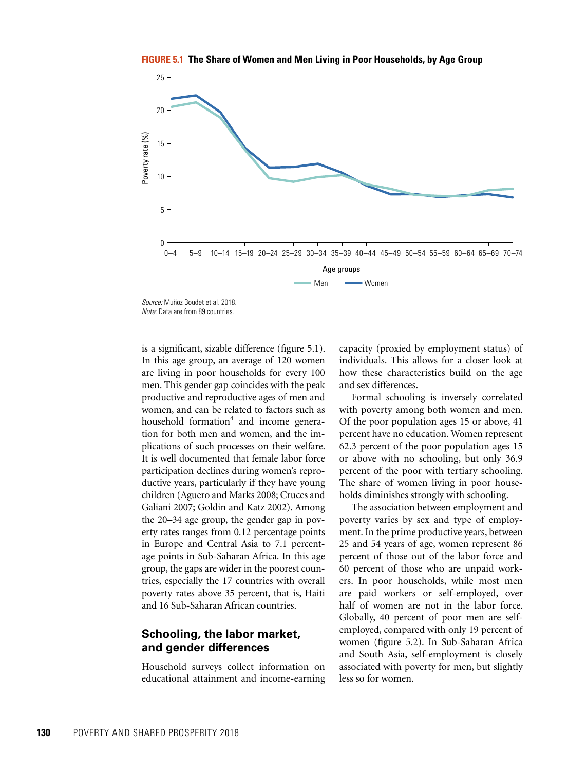**FIGURE 5.1 The Share of Women and Men Living in Poor Households, by Age Group**

*Source:* Muñoz Boudet et al. 2018.
*Note:* Data are from 89 countries.

is a significant, sizable difference (figure 5.1). In this age group, an average of 120 women are living in poor households for every 100 men. This gender gap coincides with the peak productive and reproductive ages of men and women, and can be related to factors such as household formation[4] and income generation for both men and women, and the implications of such processes on their welfare. It is well documented that female labor force participation declines during women's reproductive years, particularly if they have young children (Aguero and Marks 2008; Cruces and Galiani 2007; Goldin and Katz 2002). Among the 20–34 age group, the gender gap in poverty rates ranges from 0.12 percentage points in Europe and Central Asia to 7.1 percentage points in Sub-Saharan Africa. In this age group, the gaps are wider in the poorest countries, especially the 17 countries with overall poverty rates above 35 percent, that is, Haiti and 16 Sub-Saharan African countries.

## Schooling, the labor market, and gender differences

Household surveys collect information on educational attainment and income-earning capacity (proxied by employment status) of individuals. This allows for a closer look at how these characteristics build on the age and sex differences.

Formal schooling is inversely correlated with poverty among both women and men. Of the poor population ages 15 or above, 41 percent have no education. Women represent 62.3 percent of the poor population ages 15 or above with no schooling, but only 36.9 percent of the poor with tertiary schooling. The share of women living in poor households diminishes strongly with schooling.

The association between employment and poverty varies by sex and type of employment. In the prime productive years, between 25 and 54 years of age, women represent 86 percent of those out of the labor force and 60 percent of those who are unpaid workers. In poor households, while most men are paid workers or self-employed, over half of women are not in the labor force. Globally, 40 percent of poor men are self-employed, compared with only 19 percent of women (figure 5.2). In Sub-Saharan Africa and South Asia, self-employment is closely associated with poverty for men, but slightly less so for women.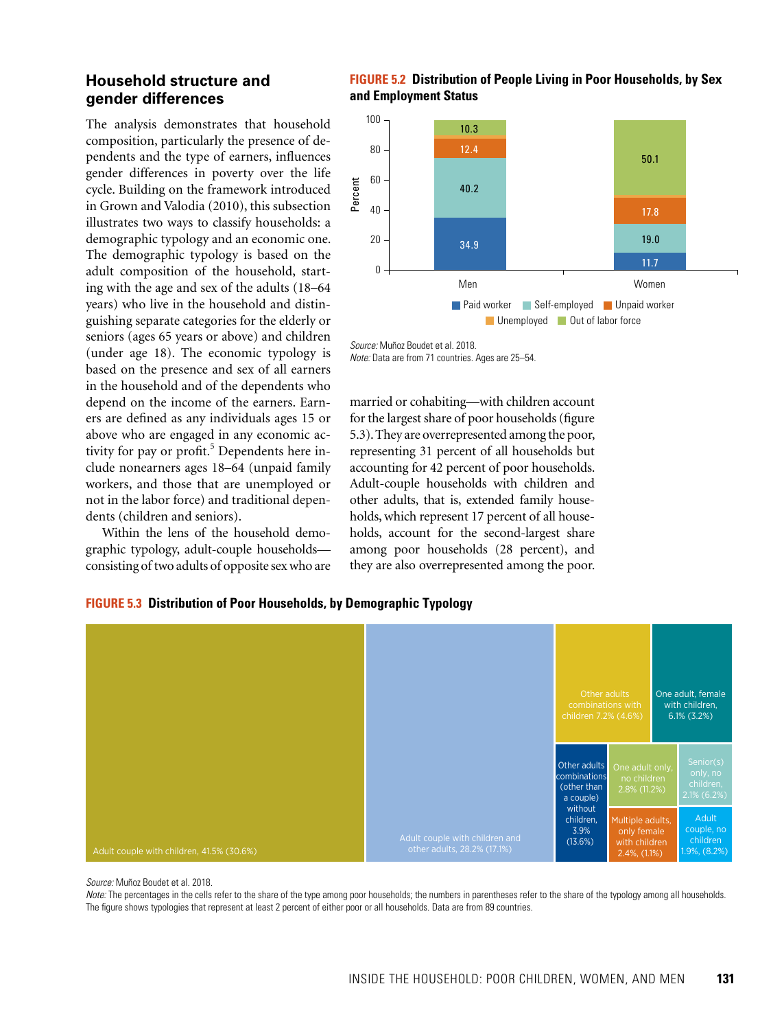## Household structure and gender differences

The analysis demonstrates that household composition, particularly the presence of dependents and the type of earners, influences gender differences in poverty over the life cycle. Building on the framework introduced in Grown and Valodia (2010), this subsection illustrates two ways to classify households: a demographic typology and an economic one. The demographic typology is based on the adult composition of the household, starting with the age and sex of the adults (18–64 years) who live in the household and distinguishing separate categories for the elderly or seniors (ages 65 years or above) and children (under age 18). The economic typology is based on the presence and sex of all earners in the household and of the dependents who depend on the income of the earners. Earners are defined as any individuals ages 15 or above who are engaged in any economic activity for pay or profit.[5] Dependents here include nonearners ages 18–64 (unpaid family workers, and those that are unemployed or not in the labor force) and traditional dependents (children and seniors).

Within the lens of the household demographic typology, adult-couple households—consisting of two adults of opposite sex who are married or cohabiting—with children account for the largest share of poor households (figure 5.3). They are overrepresented among the poor, representing 31 percent of all households but accounting for 42 percent of poor households. Adult-couple households with children and other adults, that is, extended family households, which represent 17 percent of all households, account for the second-largest share among poor households (28 percent), and they are also overrepresented among the poor.

**FIGURE 5.2 Distribution of People Living in Poor Households, by Sex and Employment Status**

| Percent | Men | Women |
|---|---|---|
| Paid worker | 34.9 | 11.7 |
| Self-employed | 40.2 | 19.0 |
| Unpaid worker | 12.4 | 17.8 |
| Unemployed | | |
| Out of labor force | 10.3 | 50.1 |

*Source:* Muñoz Boudet et al. 2018.
*Note:* Data are from 71 countries. Ages are 25–54.

**FIGURE 5.3 Distribution of Poor Households, by Demographic Typology**

| Typology | Share among poor households (%) | Share among all households (%) |
|---|---|---|
| Adult couple with children | 41.5 | 30.6 |
| Adult couple with children and other adults | 28.2 | 17.1 |
| Other adults combinations with children | 7.2 | 4.6 |
| One adult, female with children | 6.1 | 3.2 |
| Other adults combinations (other than a couple) without children | 3.9 | 13.6 |
| One adult only, no children | 2.8 | 11.2 |
| Multiple adults, only female with children | 2.4 | 1.1 |
| Senior(s) only, no children | 2.1 | 6.2 |
| Adult couple, no children | 1.9 | 8.2 |

*Source:* Muñoz Boudet et al. 2018.
*Note:* The percentages in the cells refer to the share of the type among poor households; the numbers in parentheses refer to the share of the typology among all households. The figure shows typologies that represent at least 2 percent of either poor or all households. Data are from 89 countries.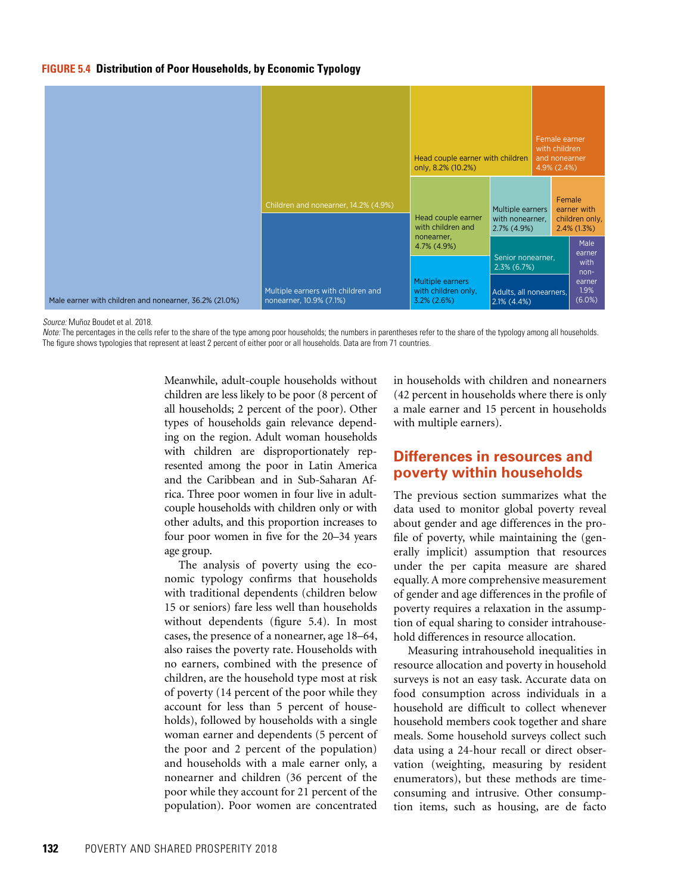**FIGURE 5.4 Distribution of Poor Households, by Economic Typology**

Male earner with children and nonearner, 36.2% (21.0%)

Children and nonearner, 14.2% (4.9%)

Multiple earners with children and nonearner, 10.9% (7.1%)

Head couple earner with children only, 8.2% (10.2%)

Female earner with children and nonearner 4.9% (2.4%)

Head couple earner with children and nonearner, 4.7% (4.9%)

Multiple earners with nonearner, 2.7% (4.9%)

Female earner with children only, 2.4% (1.3%)

Multiple earners with children only, 3.2% (2.6%)

Senior nonearner, 2.3% (6.7%)

Adults, all nonearners, 2.1% (4.4%)

Male earner with non-earner 1.9% (6.0%)

*Source:* Muñoz Boudet et al. 2018.
*Note:* The percentages in the cells refer to the share of the type among poor households; the numbers in parentheses refer to the share of the typology among all households. The figure shows typologies that represent at least 2 percent of either poor or all households. Data are from 71 countries.

Meanwhile, adult-couple households without children are less likely to be poor (8 percent of all households; 2 percent of the poor). Other types of households gain relevance depending on the region. Adult woman households with children are disproportionately represented among the poor in Latin America and the Caribbean and in Sub-Saharan Africa. Three poor women in four live in adult-couple households with children only or with other adults, and this proportion increases to four poor women in five for the 20–34 years age group.

The analysis of poverty using the economic typology confirms that households with traditional dependents (children below 15 or seniors) fare less well than households without dependents (figure 5.4). In most cases, the presence of a nonearner, age 18–64, also raises the poverty rate. Households with no earners, combined with the presence of children, are the household type most at risk of poverty (14 percent of the poor while they account for less than 5 percent of households), followed by households with a single woman earner and dependents (5 percent of the poor and 2 percent of the population) and households with a male earner only, a nonearner and children (36 percent of the poor while they account for 21 percent of the population). Poor women are concentrated in households with children and nonearners (42 percent in households where there is only a male earner and 15 percent in households with multiple earners).

## Differences in resources and poverty within households

The previous section summarizes what the data used to monitor global poverty reveal about gender and age differences in the profile of poverty, while maintaining the (generally implicit) assumption that resources under the per capita measure are shared equally. A more comprehensive measurement of gender and age differences in the profile of poverty requires a relaxation in the assumption of equal sharing to consider intrahousehold differences in resource allocation.

Measuring intrahousehold inequalities in resource allocation and poverty in household surveys is not an easy task. Accurate data on food consumption across individuals in a household are difficult to collect whenever household members cook together and share meals. Some household surveys collect such data using a 24-hour recall or direct observation (weighting, measuring by resident enumerators), but these methods are time-consuming and intrusive. Other consumption items, such as housing, are de facto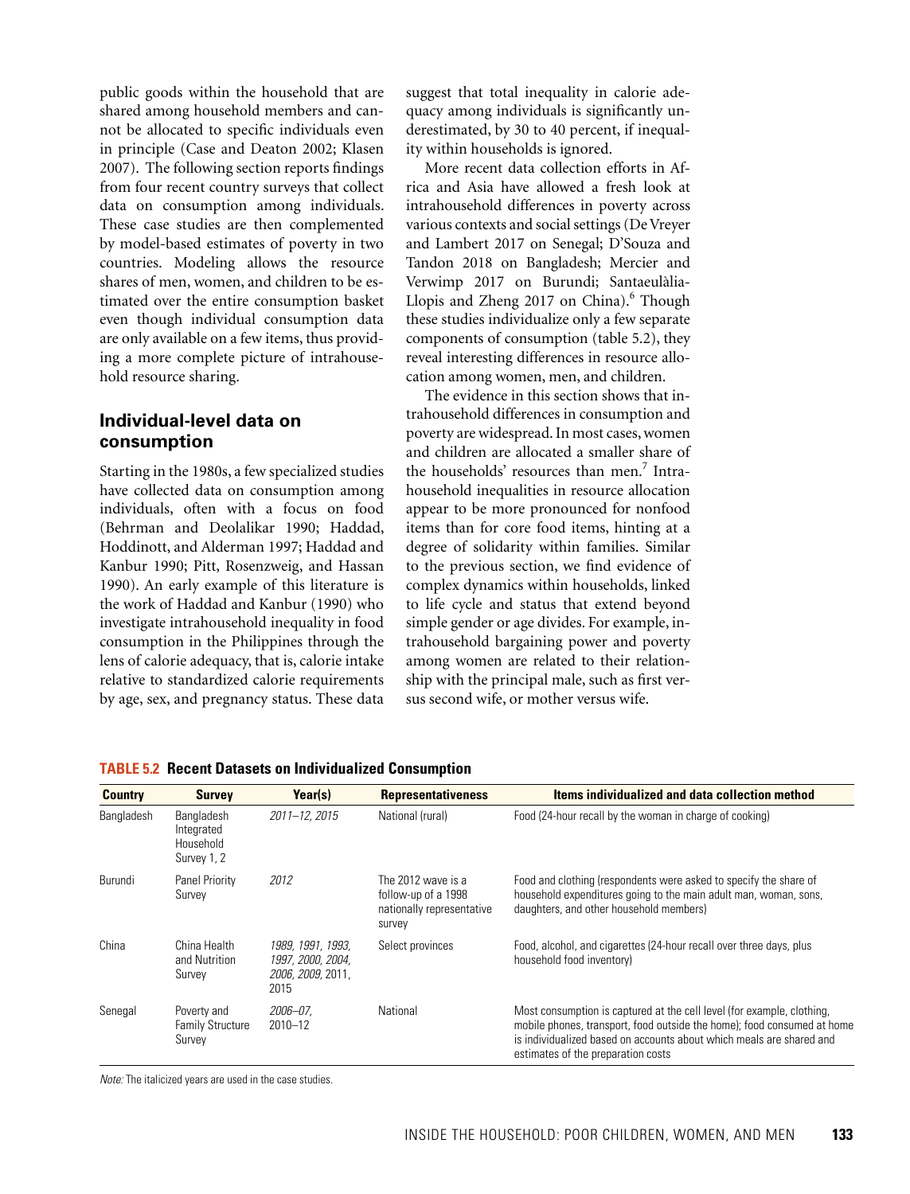public goods within the household that are shared among household members and cannot be allocated to specific individuals even in principle (Case and Deaton 2002; Klasen 2007). The following section reports findings from four recent country surveys that collect data on consumption among individuals. These case studies are then complemented by model-based estimates of poverty in two countries. Modeling allows the resource shares of men, women, and children to be estimated over the entire consumption basket even though individual consumption data are only available on a few items, thus providing a more complete picture of intrahousehold resource sharing.

## Individual-level data on consumption

Starting in the 1980s, a few specialized studies have collected data on consumption among individuals, often with a focus on food (Behrman and Deolalikar 1990; Haddad, Hoddinott, and Alderman 1997; Haddad and Kanbur 1990; Pitt, Rosenzweig, and Hassan 1990). An early example of this literature is the work of Haddad and Kanbur (1990) who investigate intrahousehold inequality in food consumption in the Philippines through the lens of calorie adequacy, that is, calorie intake relative to standardized calorie requirements by age, sex, and pregnancy status. These data suggest that total inequality in calorie adequacy among individuals is significantly underestimated, by 30 to 40 percent, if inequality within households is ignored.

More recent data collection efforts in Africa and Asia have allowed a fresh look at intrahousehold differences in poverty across various contexts and social settings (De Vreyer and Lambert 2017 on Senegal; D'Souza and Tandon 2018 on Bangladesh; Mercier and Verwimp 2017 on Burundi; Santaeulàlia-Llopis and Zheng 2017 on China).[6] Though these studies individualize only a few separate components of consumption (table 5.2), they reveal interesting differences in resource allocation among women, men, and children.

The evidence in this section shows that intrahousehold differences in consumption and poverty are widespread. In most cases, women and children are allocated a smaller share of the households' resources than men.[7] Intrahousehold inequalities in resource allocation appear to be more pronounced for nonfood items than for core food items, hinting at a degree of solidarity within families. Similar to the previous section, we find evidence of complex dynamics within households, linked to life cycle and status that extend beyond simple gender or age divides. For example, intrahousehold bargaining power and poverty among women are related to their relationship with the principal male, such as first versus second wife, or mother versus wife.

**TABLE 5.2 Recent Datasets on Individualized Consumption**

| Country | Survey | Year(s) | Representativeness | Items individualized and data collection method |
|---|---|---|---|---|
| Bangladesh | Bangladesh Integrated Household Survey 1, 2 | *2011–12, 2015* | National (rural) | Food (24-hour recall by the woman in charge of cooking) |
| Burundi | Panel Priority Survey | *2012* | The 2012 wave is a follow-up of a 1998 nationally representative survey | Food and clothing (respondents were asked to specify the share of household expenditures going to the main adult man, woman, sons, daughters, and other household members) |
| China | China Health and Nutrition Survey | *1989, 1991, 1993, 1997, 2000, 2004, 2006, 2009,* 2011, 2015 | Select provinces | Food, alcohol, and cigarettes (24-hour recall over three days, plus household food inventory) |
| Senegal | Poverty and Family Structure Survey | *2006–07,* 2010–12 | National | Most consumption is captured at the cell level (for example, clothing, mobile phones, transport, food outside the home); food consumed at home is individualized based on accounts about which meals are shared and estimates of the preparation costs |

*Note:* The italicized years are used in the case studies.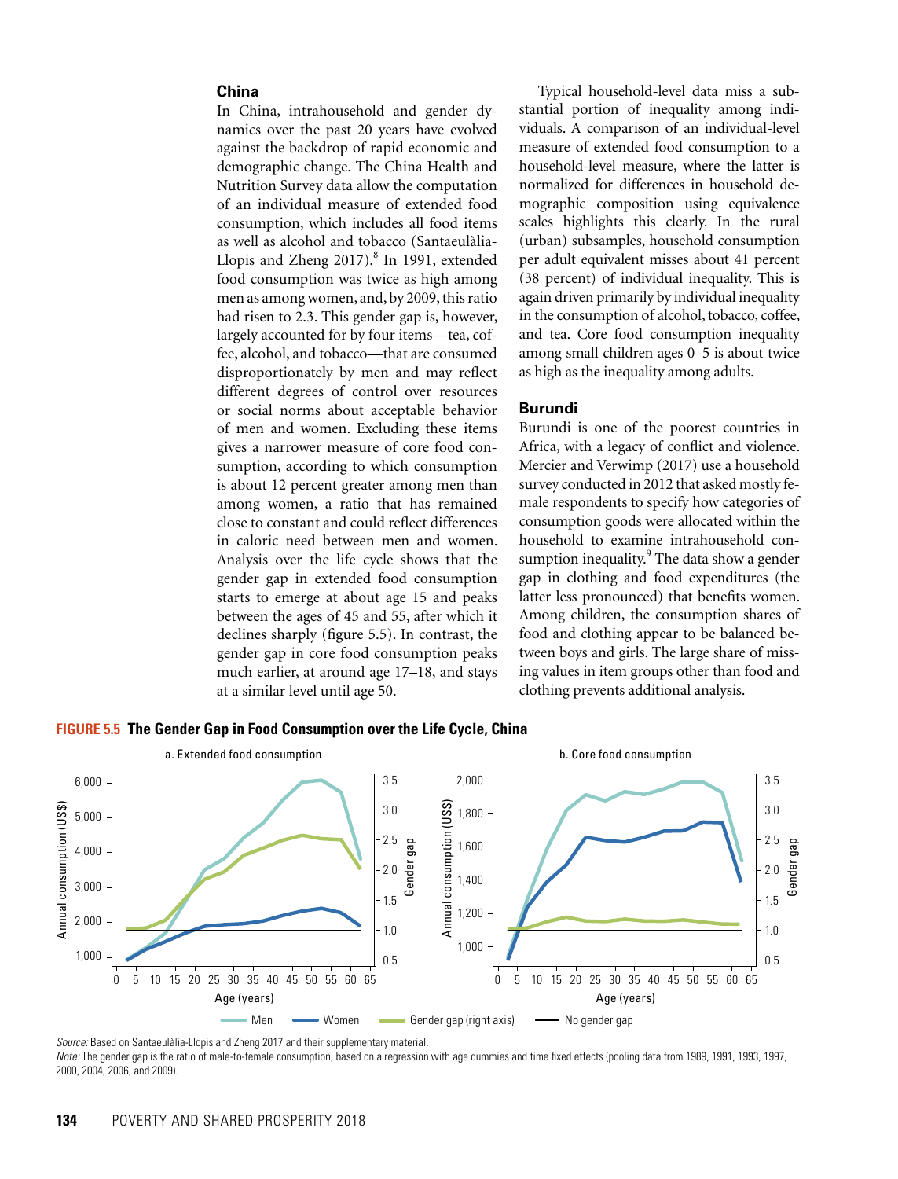### China

In China, intrahousehold and gender dynamics over the past 20 years have evolved against the backdrop of rapid economic and demographic change. The China Health and Nutrition Survey data allow the computation of an individual measure of extended food consumption, which includes all food items as well as alcohol and tobacco (Santaeulàlia-Llopis and Zheng 2017).[8] In 1991, extended food consumption was twice as high among men as among women, and, by 2009, this ratio had risen to 2.3. This gender gap is, however, largely accounted for by four items—tea, coffee, alcohol, and tobacco—that are consumed disproportionately by men and may reflect different degrees of control over resources or social norms about acceptable behavior of men and women. Excluding these items gives a narrower measure of core food consumption, according to which consumption is about 12 percent greater among men than among women, a ratio that has remained close to constant and could reflect differences in caloric need between men and women. Analysis over the life cycle shows that the gender gap in extended food consumption starts to emerge at about age 15 and peaks between the ages of 45 and 55, after which it declines sharply (figure 5.5). In contrast, the gender gap in core food consumption peaks much earlier, at around age 17–18, and stays at a similar level until age 50.

Typical household-level data miss a substantial portion of inequality among individuals. A comparison of an individual-level measure of extended food consumption to a household-level measure, where the latter is normalized for differences in household demographic composition using equivalence scales highlights this clearly. In the rural (urban) subsamples, household consumption per adult equivalent misses about 41 percent (38 percent) of individual inequality. This is again driven primarily by individual inequality in the consumption of alcohol, tobacco, coffee, and tea. Core food consumption inequality among small children ages 0–5 is about twice as high as the inequality among adults.

### Burundi

Burundi is one of the poorest countries in Africa, with a legacy of conflict and violence. Mercier and Verwimp (2017) use a household survey conducted in 2012 that asked mostly female respondents to specify how categories of consumption goods were allocated within the household to examine intrahousehold consumption inequality.[9] The data show a gender gap in clothing and food expenditures (the latter less pronounced) that benefits women. Among children, the consumption shares of food and clothing appear to be balanced between boys and girls. The large share of missing values in item groups other than food and clothing prevents additional analysis.

**FIGURE 5.5 The Gender Gap in Food Consumption over the Life Cycle, China**

a. Extended food consumption

b. Core food consumption

*Source:* Based on Santaeulàlia-Llopis and Zheng 2017 and their supplementary material.

*Note:* The gender gap is the ratio of male-to-female consumption, based on a regression with age dummies and time fixed effects (pooling data from 1989, 1991, 1993, 1997, 2000, 2004, 2006, and 2009).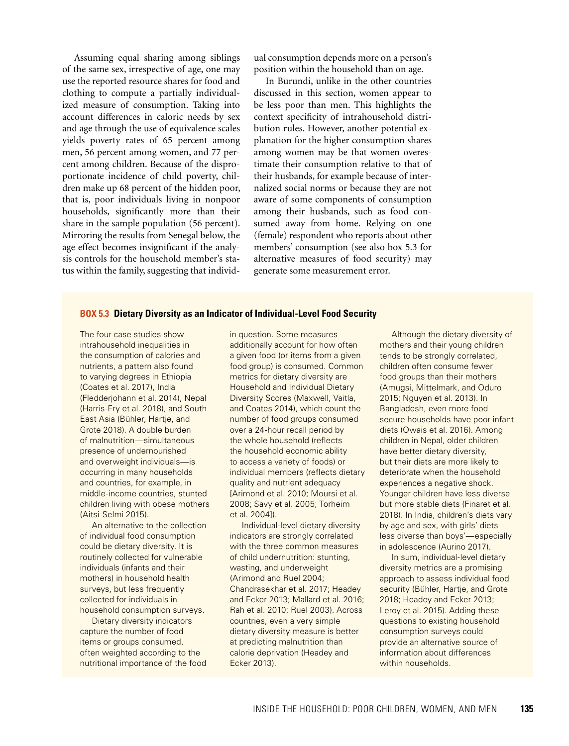Assuming equal sharing among siblings of the same sex, irrespective of age, one may use the reported resource shares for food and clothing to compute a partially individualized measure of consumption. Taking into account differences in caloric needs by sex and age through the use of equivalence scales yields poverty rates of 65 percent among men, 56 percent among women, and 77 percent among children. Because of the disproportionate incidence of child poverty, children make up 68 percent of the hidden poor, that is, poor individuals living in nonpoor households, significantly more than their share in the sample population (56 percent). Mirroring the results from Senegal below, the age effect becomes insignificant if the analysis controls for the household member's status within the family, suggesting that individual consumption depends more on a person's position within the household than on age.

In Burundi, unlike in the other countries discussed in this section, women appear to be less poor than men. This highlights the context specificity of intrahousehold distribution rules. However, another potential explanation for the higher consumption shares among women may be that women overestimate their consumption relative to that of their husbands, for example because of internalized social norms or because they are not aware of some components of consumption among their husbands, such as food consumed away from home. Relying on one (female) respondent who reports about other members' consumption (see also box 5.3 for alternative measures of food security) may generate some measurement error.

### BOX 5.3 Dietary Diversity as an Indicator of Individual-Level Food Security

The four case studies show intrahousehold inequalities in the consumption of calories and nutrients, a pattern also found to varying degrees in Ethiopia (Coates et al. 2017), India (Fledderjohann et al. 2014), Nepal (Harris-Fry et al. 2018), and South East Asia (Bühler, Hartje, and Grote 2018). A double burden of malnutrition—simultaneous presence of undernourished and overweight individuals—is occurring in many households and countries, for example, in middle-income countries, stunted children living with obese mothers (Aitsi-Selmi 2015).

An alternative to the collection of individual food consumption could be dietary diversity. It is routinely collected for vulnerable individuals (infants and their mothers) in household health surveys, but less frequently collected for individuals in household consumption surveys.

Dietary diversity indicators capture the number of food items or groups consumed, often weighted according to the nutritional importance of the food in question. Some measures additionally account for how often a given food (or items from a given food group) is consumed. Common metrics for dietary diversity are Household and Individual Dietary Diversity Scores (Maxwell, Vaitla, and Coates 2014), which count the number of food groups consumed over a 24-hour recall period by the whole household (reflects the household economic ability to access a variety of foods) or individual members (reflects dietary quality and nutrient adequacy [Arimond et al. 2010; Moursi et al. 2008; Savy et al. 2005; Torheim et al. 2004]).

Individual-level dietary diversity indicators are strongly correlated with the three common measures of child undernutrition: stunting, wasting, and underweight (Arimond and Ruel 2004; Chandrasekhar et al. 2017; Headey and Ecker 2013; Mallard et al. 2016; Rah et al. 2010; Ruel 2003). Across countries, even a very simple dietary diversity measure is better at predicting malnutrition than calorie deprivation (Headey and Ecker 2013).

Although the dietary diversity of mothers and their young children tends to be strongly correlated, children often consume fewer food groups than their mothers (Amugsi, Mittelmark, and Oduro 2015; Nguyen et al. 2013). In Bangladesh, even more food secure households have poor infant diets (Owais et al. 2016). Among children in Nepal, older children have better dietary diversity, but their diets are more likely to deteriorate when the household experiences a negative shock. Younger children have less diverse but more stable diets (Finaret et al. 2018). In India, children's diets vary by age and sex, with girls' diets less diverse than boys'—especially in adolescence (Aurino 2017).

In sum, individual-level dietary diversity metrics are a promising approach to assess individual food security (Bühler, Hartje, and Grote 2018; Headey and Ecker 2013; Leroy et al. 2015). Adding these questions to existing household consumption surveys could provide an alternative source of information about differences within households.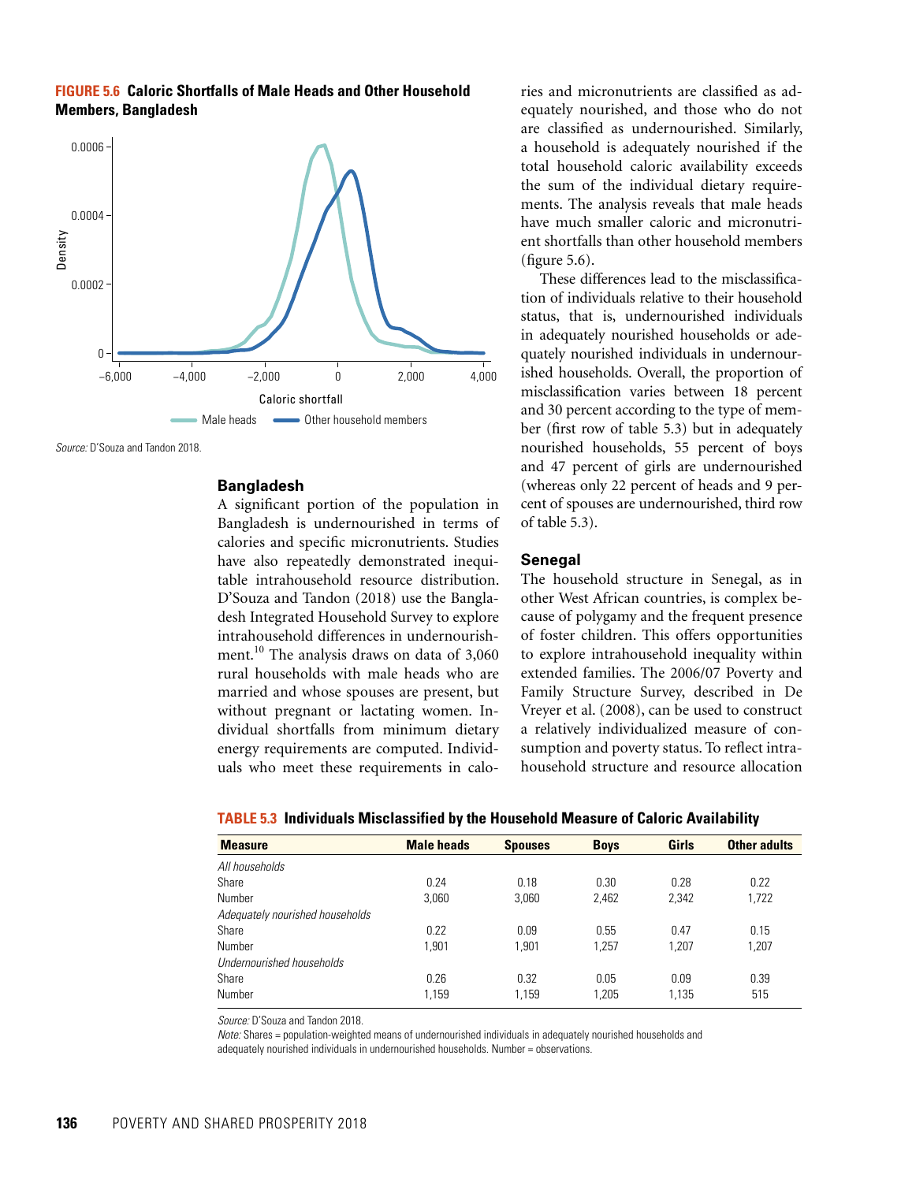**FIGURE 5.6 Caloric Shortfalls of Male Heads and Other Household Members, Bangladesh**

*Source:* D'Souza and Tandon 2018.

### Bangladesh

A significant portion of the population in Bangladesh is undernourished in terms of calories and specific micronutrients. Studies have also repeatedly demonstrated inequitable intrahousehold resource distribution. D'Souza and Tandon (2018) use the Bangladesh Integrated Household Survey to explore intrahousehold differences in undernourishment.[10] The analysis draws on data of 3,060 rural households with male heads who are married and whose spouses are present, but without pregnant or lactating women. Individual shortfalls from minimum dietary energy requirements are computed. Individuals who meet these requirements in calories and micronutrients are classified as adequately nourished, and those who do not are classified as undernourished. Similarly, a household is adequately nourished if the total household caloric availability exceeds the sum of the individual dietary requirements. The analysis reveals that male heads have much smaller caloric and micronutrient shortfalls than other household members (figure 5.6).

These differences lead to the misclassification of individuals relative to their household status, that is, undernourished individuals in adequately nourished households or adequately nourished individuals in undernourished households. Overall, the proportion of misclassification varies between 18 percent and 30 percent according to the type of member (first row of table 5.3) but in adequately nourished households, 55 percent of boys and 47 percent of girls are undernourished (whereas only 22 percent of heads and 9 percent of spouses are undernourished, third row of table 5.3).

### Senegal

The household structure in Senegal, as in other West African countries, is complex because of polygamy and the frequent presence of foster children. This offers opportunities to explore intrahousehold inequality within extended families. The 2006/07 Poverty and Family Structure Survey, described in De Vreyer et al. (2008), can be used to construct a relatively individualized measure of consumption and poverty status. To reflect intrahousehold structure and resource allocation

**TABLE 5.3 Individuals Misclassified by the Household Measure of Caloric Availability**

| Measure | Male heads | Spouses | Boys | Girls | Other adults |
|---|---|---|---|---|---|
| *All households* | | | | | |
| Share | 0.24 | 0.18 | 0.30 | 0.28 | 0.22 |
| Number | 3,060 | 3,060 | 2,462 | 2,342 | 1,722 |
| *Adequately nourished households* | | | | | |
| Share | 0.22 | 0.09 | 0.55 | 0.47 | 0.15 |
| Number | 1,901 | 1,901 | 1,257 | 1,207 | 1,207 |
| *Undernourished households* | | | | | |
| Share | 0.26 | 0.32 | 0.05 | 0.09 | 0.39 |
| Number | 1,159 | 1,159 | 1,205 | 1,135 | 515 |

*Source:* D'Souza and Tandon 2018.
*Note:* Shares = population-weighted means of undernourished individuals in adequately nourished households and adequately nourished individuals in undernourished households. Number = observations.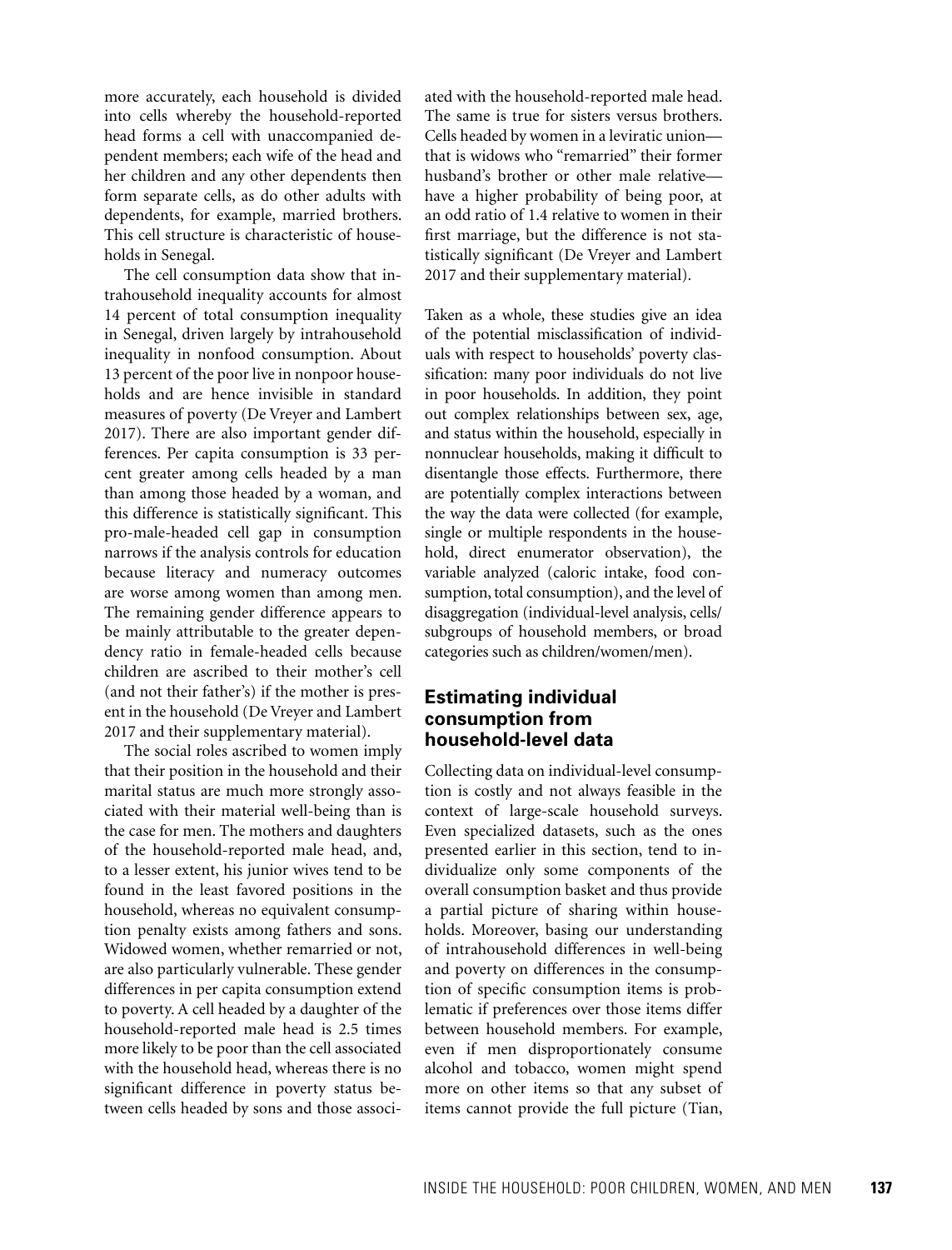more accurately, each household is divided into cells whereby the household-reported head forms a cell with unaccompanied dependent members; each wife of the head and her children and any other dependents then form separate cells, as do other adults with dependents, for example, married brothers. This cell structure is characteristic of households in Senegal.

The cell consumption data show that intrahousehold inequality accounts for almost 14 percent of total consumption inequality in Senegal, driven largely by intrahousehold inequality in nonfood consumption. About 13 percent of the poor live in nonpoor households and are hence invisible in standard measures of poverty (De Vreyer and Lambert 2017). There are also important gender differences. Per capita consumption is 33 percent greater among cells headed by a man than among those headed by a woman, and this difference is statistically significant. This pro-male-headed cell gap in consumption narrows if the analysis controls for education because literacy and numeracy outcomes are worse among women than among men. The remaining gender difference appears to be mainly attributable to the greater dependency ratio in female-headed cells because children are ascribed to their mother's cell (and not their father's) if the mother is present in the household (De Vreyer and Lambert 2017 and their supplementary material).

The social roles ascribed to women imply that their position in the household and their marital status are much more strongly associated with their material well-being than is the case for men. The mothers and daughters of the household-reported male head, and, to a lesser extent, his junior wives tend to be found in the least favored positions in the household, whereas no equivalent consumption penalty exists among fathers and sons. Widowed women, whether remarried or not, are also particularly vulnerable. These gender differences in per capita consumption extend to poverty. A cell headed by a daughter of the household-reported male head is 2.5 times more likely to be poor than the cell associated with the household head, whereas there is no significant difference in poverty status between cells headed by sons and those associated with the household-reported male head. The same is true for sisters versus brothers. Cells headed by women in a leviratic union—that is widows who "remarried" their former husband's brother or other male relative—have a higher probability of being poor, at an odd ratio of 1.4 relative to women in their first marriage, but the difference is not statistically significant (De Vreyer and Lambert 2017 and their supplementary material).

Taken as a whole, these studies give an idea of the potential misclassification of individuals with respect to households' poverty classification: many poor individuals do not live in poor households. In addition, they point out complex relationships between sex, age, and status within the household, especially in nonnuclear households, making it difficult to disentangle those effects. Furthermore, there are potentially complex interactions between the way the data were collected (for example, single or multiple respondents in the household, direct enumerator observation), the variable analyzed (caloric intake, food consumption, total consumption), and the level of disaggregation (individual-level analysis, cells/subgroups of household members, or broad categories such as children/women/men).

## Estimating individual consumption from household-level data

Collecting data on individual-level consumption is costly and not always feasible in the context of large-scale household surveys. Even specialized datasets, such as the ones presented earlier in this section, tend to individualize only some components of the overall consumption basket and thus provide a partial picture of sharing within households. Moreover, basing our understanding of intrahousehold differences in well-being and poverty on differences in the consumption of specific consumption items is problematic if preferences over those items differ between household members. For example, even if men disproportionately consume alcohol and tobacco, women might spend more on other items so that any subset of items cannot provide the full picture (Tian,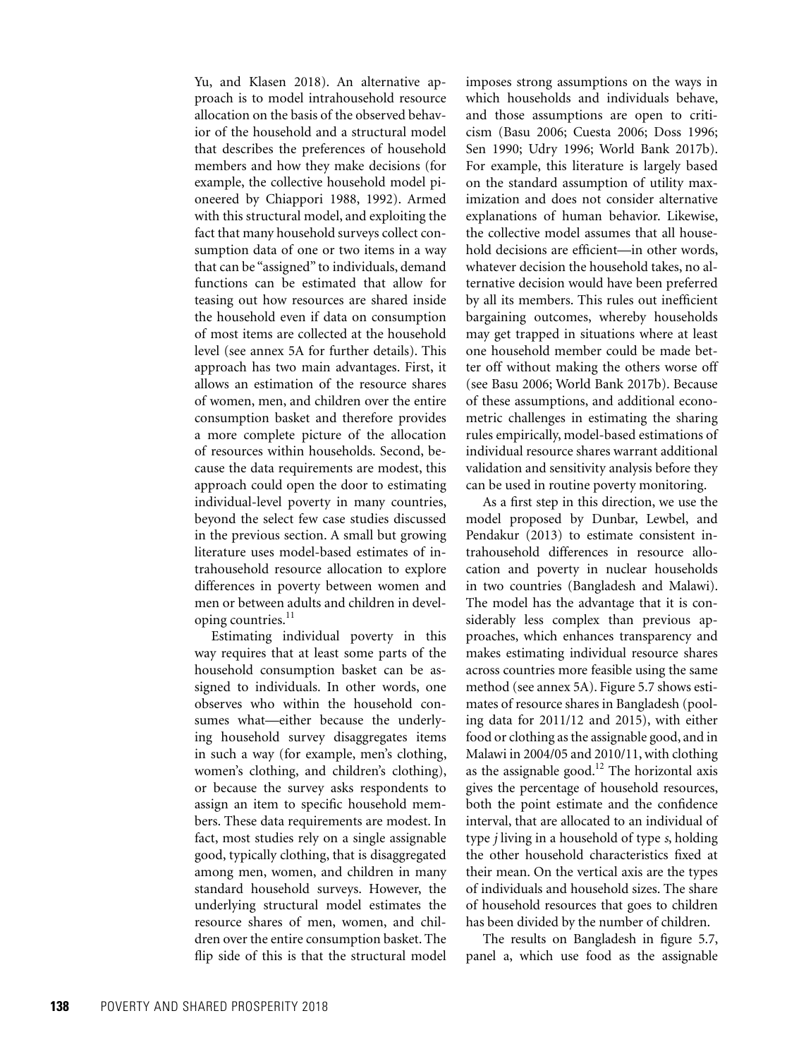Yu, and Klasen 2018). An alternative approach is to model intrahousehold resource allocation on the basis of the observed behavior of the household and a structural model that describes the preferences of household members and how they make decisions (for example, the collective household model pioneered by Chiappori 1988, 1992). Armed with this structural model, and exploiting the fact that many household surveys collect consumption data of one or two items in a way that can be "assigned" to individuals, demand functions can be estimated that allow for teasing out how resources are shared inside the household even if data on consumption of most items are collected at the household level (see annex 5A for further details). This approach has two main advantages. First, it allows an estimation of the resource shares of women, men, and children over the entire consumption basket and therefore provides a more complete picture of the allocation of resources within households. Second, because the data requirements are modest, this approach could open the door to estimating individual-level poverty in many countries, beyond the select few case studies discussed in the previous section. A small but growing literature uses model-based estimates of intrahousehold resource allocation to explore differences in poverty between women and men or between adults and children in developing countries.[11]

Estimating individual poverty in this way requires that at least some parts of the household consumption basket can be assigned to individuals. In other words, one observes who within the household consumes what—either because the underlying household survey disaggregates items in such a way (for example, men's clothing, women's clothing, and children's clothing), or because the survey asks respondents to assign an item to specific household members. These data requirements are modest. In fact, most studies rely on a single assignable good, typically clothing, that is disaggregated among men, women, and children in many standard household surveys. However, the underlying structural model estimates the resource shares of men, women, and children over the entire consumption basket. The flip side of this is that the structural model imposes strong assumptions on the ways in which households and individuals behave, and those assumptions are open to criticism (Basu 2006; Cuesta 2006; Doss 1996; Sen 1990; Udry 1996; World Bank 2017b). For example, this literature is largely based on the standard assumption of utility maximization and does not consider alternative explanations of human behavior. Likewise, the collective model assumes that all household decisions are efficient—in other words, whatever decision the household takes, no alternative decision would have been preferred by all its members. This rules out inefficient bargaining outcomes, whereby households may get trapped in situations where at least one household member could be made better off without making the others worse off (see Basu 2006; World Bank 2017b). Because of these assumptions, and additional econometric challenges in estimating the sharing rules empirically, model-based estimations of individual resource shares warrant additional validation and sensitivity analysis before they can be used in routine poverty monitoring.

As a first step in this direction, we use the model proposed by Dunbar, Lewbel, and Pendakur (2013) to estimate consistent intrahousehold differences in resource allocation and poverty in nuclear households in two countries (Bangladesh and Malawi). The model has the advantage that it is considerably less complex than previous approaches, which enhances transparency and makes estimating individual resource shares across countries more feasible using the same method (see annex 5A). Figure 5.7 shows estimates of resource shares in Bangladesh (pooling data for 2011/12 and 2015), with either food or clothing as the assignable good, and in Malawi in 2004/05 and 2010/11, with clothing as the assignable good.[12] The horizontal axis gives the percentage of household resources, both the point estimate and the confidence interval, that are allocated to an individual of type $j$ living in a household of type $s$, holding the other household characteristics fixed at their mean. On the vertical axis are the types of individuals and household sizes. The share of household resources that goes to children has been divided by the number of children.

The results on Bangladesh in figure 5.7, panel a, which use food as the assignable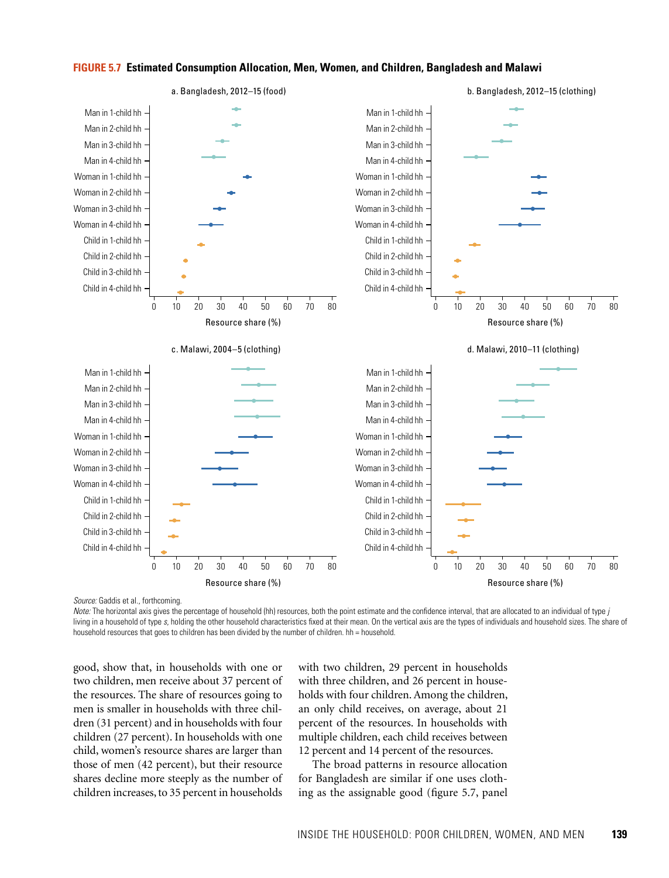**FIGURE 5.7 Estimated Consumption Allocation, Men, Women, and Children, Bangladesh and Malawi**

a. Bangladesh, 2012–15 (food)

b. Bangladesh, 2012–15 (clothing)

c. Malawi, 2004–5 (clothing)

d. Malawi, 2010–11 (clothing)

*Source:* Gaddis et al., forthcoming.

*Note:* The horizontal axis gives the percentage of household (hh) resources, both the point estimate and the confidence interval, that are allocated to an individual of type *j* living in a household of type *s*, holding the other household characteristics fixed at their mean. On the vertical axis are the types of individuals and household sizes. The share of household resources that goes to children has been divided by the number of children. hh = household.

good, show that, in households with one or two children, men receive about 37 percent of the resources. The share of resources going to men is smaller in households with three children (31 percent) and in households with four children (27 percent). In households with one child, women's resource shares are larger than those of men (42 percent), but their resource shares decline more steeply as the number of children increases, to 35 percent in households with two children, 29 percent in households with three children, and 26 percent in households with four children. Among the children, an only child receives, on average, about 21 percent of the resources. In households with multiple children, each child receives between 12 percent and 14 percent of the resources.

The broad patterns in resource allocation for Bangladesh are similar if one uses clothing as the assignable good (figure 5.7, panel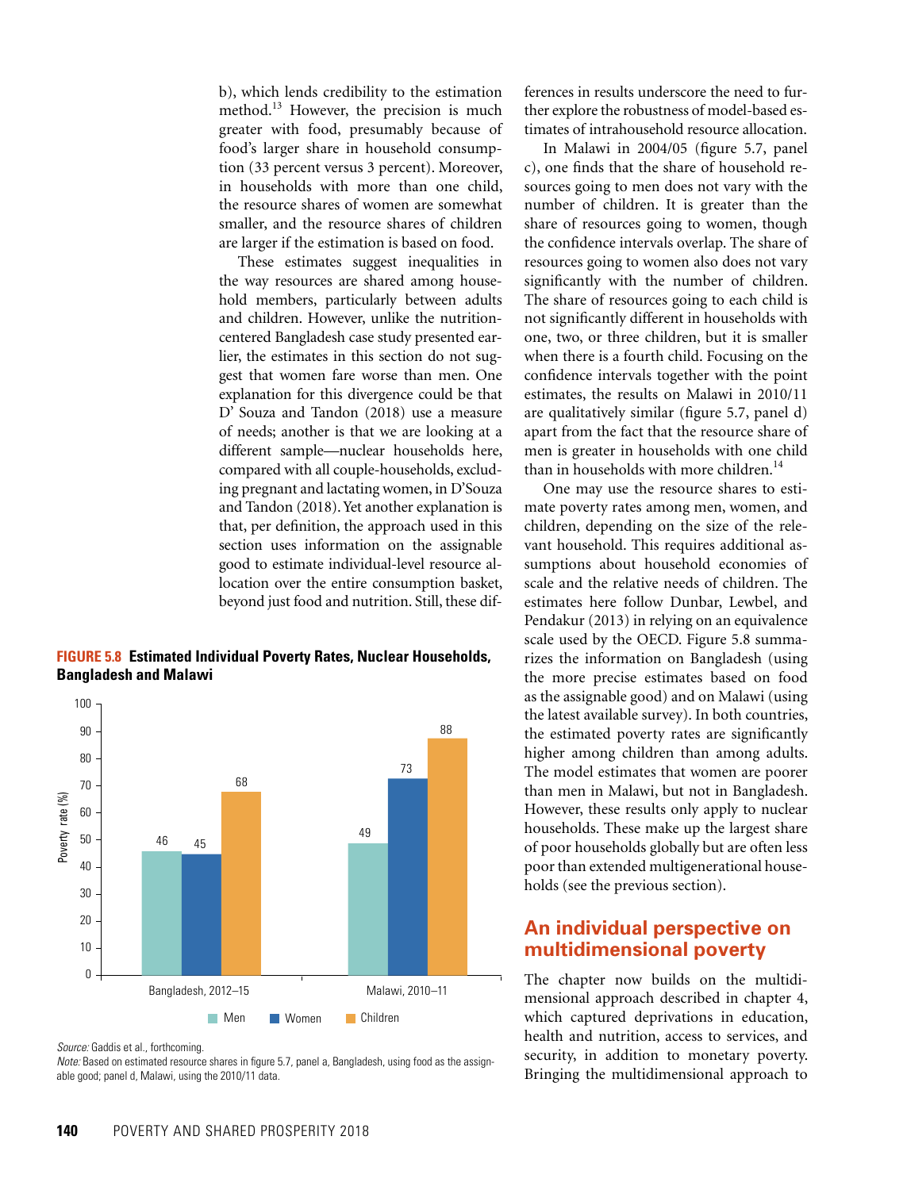b), which lends credibility to the estimation method.[13] However, the precision is much greater with food, presumably because of food's larger share in household consumption (33 percent versus 3 percent). Moreover, in households with more than one child, the resource shares of women are somewhat smaller, and the resource shares of children are larger if the estimation is based on food.

These estimates suggest inequalities in the way resources are shared among household members, particularly between adults and children. However, unlike the nutrition-centered Bangladesh case study presented earlier, the estimates in this section do not suggest that women fare worse than men. One explanation for this divergence could be that D' Souza and Tandon (2018) use a measure of needs; another is that we are looking at a different sample—nuclear households here, compared with all couple-households, excluding pregnant and lactating women, in D'Souza and Tandon (2018). Yet another explanation is that, per definition, the approach used in this section uses information on the assignable good to estimate individual-level resource allocation over the entire consumption basket, beyond just food and nutrition. Still, these differences in results underscore the need to further explore the robustness of model-based estimates of intrahousehold resource allocation.

In Malawi in 2004/05 (figure 5.7, panel c), one finds that the share of household resources going to men does not vary with the number of children. It is greater than the share of resources going to women, though the confidence intervals overlap. The share of resources going to women also does not vary significantly with the number of children. The share of resources going to each child is not significantly different in households with one, two, or three children, but it is smaller when there is a fourth child. Focusing on the confidence intervals together with the point estimates, the results on Malawi in 2010/11 are qualitatively similar (figure 5.7, panel d) apart from the fact that the resource share of men is greater in households with one child than in households with more children.[14]

One may use the resource shares to estimate poverty rates among men, women, and children, depending on the size of the relevant household. This requires additional assumptions about household economies of scale and the relative needs of children. The estimates here follow Dunbar, Lewbel, and Pendakur (2013) in relying on an equivalence scale used by the OECD. Figure 5.8 summarizes the information on Bangladesh (using the more precise estimates based on food as the assignable good) and on Malawi (using the latest available survey). In both countries, the estimated poverty rates are significantly higher among children than among adults. The model estimates that women are poorer than men in Malawi, but not in Bangladesh. However, these results only apply to nuclear households. These make up the largest share of poor households globally but are often less poor than extended multigenerational households (see the previous section).

**FIGURE 5.8 Estimated Individual Poverty Rates, Nuclear Households, Bangladesh and Malawi**

Poverty rate (%)

| | Men | Women | Children |
|---|---|---|---|
| Bangladesh, 2012–15 | 46 | 45 | 68 |
| Malawi, 2010–11 | 49 | 73 | 88 |

*Source:* Gaddis et al., forthcoming.
*Note:* Based on estimated resource shares in figure 5.7, panel a, Bangladesh, using food as the assignable good; panel d, Malawi, using the 2010/11 data.

## An individual perspective on multidimensional poverty

The chapter now builds on the multidimensional approach described in chapter 4, which captured deprivations in education, health and nutrition, access to services, and security, in addition to monetary poverty. Bringing the multidimensional approach to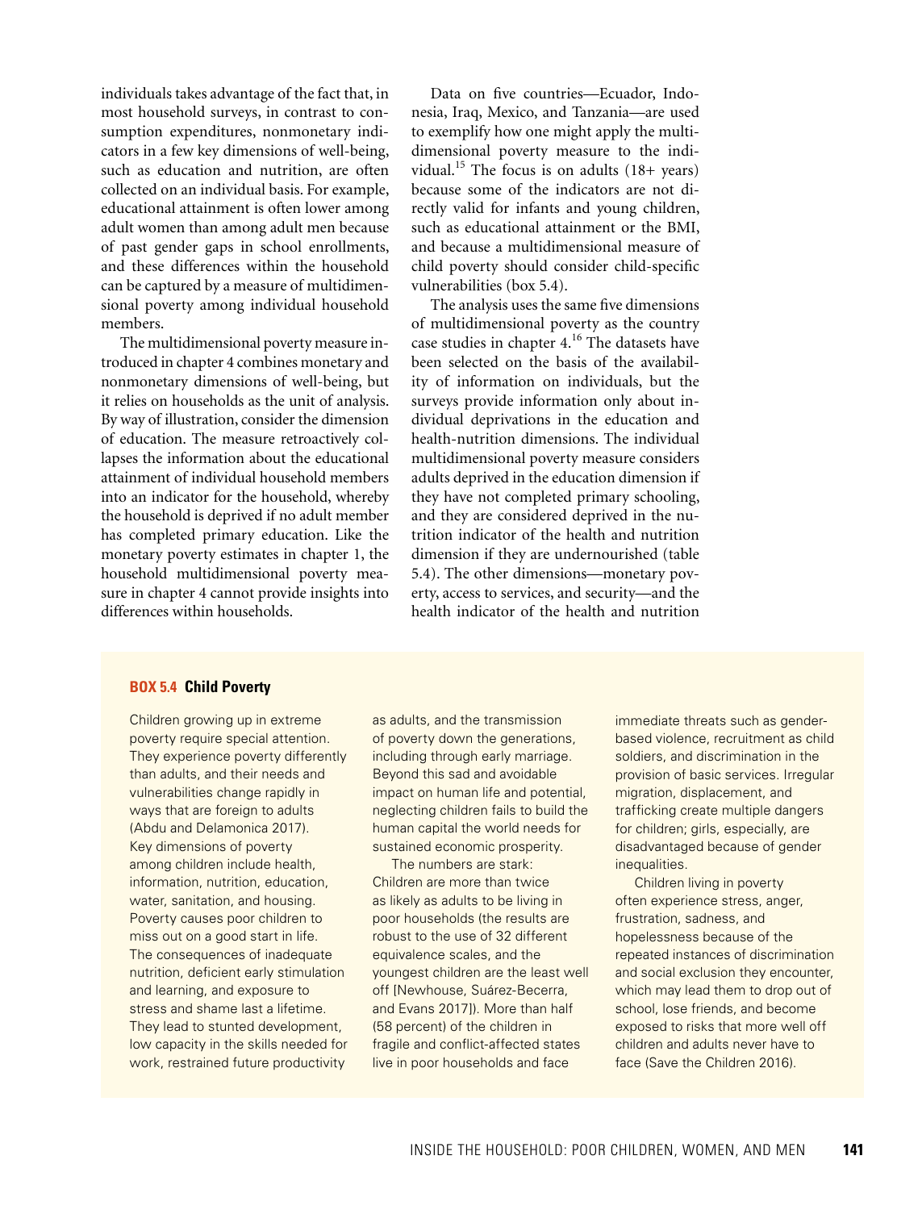individuals takes advantage of the fact that, in most household surveys, in contrast to consumption expenditures, nonmonetary indicators in a few key dimensions of well-being, such as education and nutrition, are often collected on an individual basis. For example, educational attainment is often lower among adult women than among adult men because of past gender gaps in school enrollments, and these differences within the household can be captured by a measure of multidimensional poverty among individual household members.

The multidimensional poverty measure introduced in chapter 4 combines monetary and nonmonetary dimensions of well-being, but it relies on households as the unit of analysis. By way of illustration, consider the dimension of education. The measure retroactively collapses the information about the educational attainment of individual household members into an indicator for the household, whereby the household is deprived if no adult member has completed primary education. Like the monetary poverty estimates in chapter 1, the household multidimensional poverty measure in chapter 4 cannot provide insights into differences within households.

Data on five countries—Ecuador, Indonesia, Iraq, Mexico, and Tanzania—are used to exemplify how one might apply the multidimensional poverty measure to the individual.[15] The focus is on adults (18+ years) because some of the indicators are not directly valid for infants and young children, such as educational attainment or the BMI, and because a multidimensional measure of child poverty should consider child-specific vulnerabilities (box 5.4).

The analysis uses the same five dimensions of multidimensional poverty as the country case studies in chapter 4.[16] The datasets have been selected on the basis of the availability of information on individuals, but the surveys provide information only about individual deprivations in the education and health-nutrition dimensions. The individual multidimensional poverty measure considers adults deprived in the education dimension if they have not completed primary schooling, and they are considered deprived in the nutrition indicator of the health and nutrition dimension if they are undernourished (table 5.4). The other dimensions—monetary poverty, access to services, and security—and the health indicator of the health and nutrition

### BOX 5.4 Child Poverty

Children growing up in extreme poverty require special attention. They experience poverty differently than adults, and their needs and vulnerabilities change rapidly in ways that are foreign to adults (Abdu and Delamonica 2017). Key dimensions of poverty among children include health, information, nutrition, education, water, sanitation, and housing. Poverty causes poor children to miss out on a good start in life. The consequences of inadequate nutrition, deficient early stimulation and learning, and exposure to stress and shame last a lifetime. They lead to stunted development, low capacity in the skills needed for work, restrained future productivity as adults, and the transmission of poverty down the generations, including through early marriage. Beyond this sad and avoidable impact on human life and potential, neglecting children fails to build the human capital the world needs for sustained economic prosperity.

The numbers are stark: Children are more than twice as likely as adults to be living in poor households (the results are robust to the use of 32 different equivalence scales, and the youngest children are the least well off [Newhouse, Suárez-Becerra, and Evans 2017]). More than half (58 percent) of the children in fragile and conflict-affected states live in poor households and face immediate threats such as gender-based violence, recruitment as child soldiers, and discrimination in the provision of basic services. Irregular migration, displacement, and trafficking create multiple dangers for children; girls, especially, are disadvantaged because of gender inequalities.

Children living in poverty often experience stress, anger, frustration, sadness, and hopelessness because of the repeated instances of discrimination and social exclusion they encounter, which may lead them to drop out of school, lose friends, and become exposed to risks that more well off children and adults never have to face (Save the Children 2016).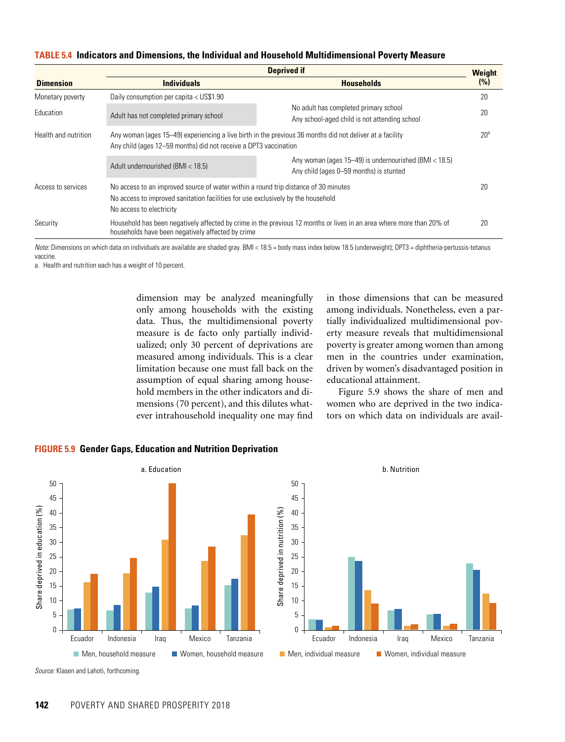**TABLE 5.4 Indicators and Dimensions, the Individual and Household Multidimensional Poverty Measure**

| Dimension | Deprived if: Individuals | Deprived if: Households | Weight (%) |
|---|---|---|---|
| Monetary poverty | Daily consumption per capita < US$1.90 | | 20 |
| Education | Adult has not completed primary school | No adult has completed primary school<br>Any school-aged child is not attending school | 20 |
| Health and nutrition | Any woman (ages 15–49) experiencing a live birth in the previous 36 months did not deliver at a facility<br>Any child (ages 12–59 months) did not receive a DPT3 vaccination | | 20[a] |
| | Adult undernourished (BMI < 18.5) | Any woman (ages 15–49) is undernourished (BMI < 18.5)<br>Any child (ages 0–59 months) is stunted | |
| Access to services | No access to an improved source of water within a round trip distance of 30 minutes<br>No access to improved sanitation facilities for use exclusively by the household<br>No access to electricity | | 20 |
| Security | Household has been negatively affected by crime in the previous 12 months or lives in an area where more than 20% of households have been negatively affected by crime | | 20 |

*Note:* Dimensions on which data on individuals are available are shaded gray. BMI < 18.5 = body mass index below 18.5 (underweight); DPT3 = diphtheria-pertussis-tetanus vaccine.

a. Health and nutrition each has a weight of 10 percent.

dimension may be analyzed meaningfully only among households with the existing data. Thus, the multidimensional poverty measure is de facto only partially individualized; only 30 percent of deprivations are measured among individuals. This is a clear limitation because one must fall back on the assumption of equal sharing among household members in the other indicators and dimensions (70 percent), and this dilutes whatever intrahousehold inequality one may find in those dimensions that can be measured among individuals. Nonetheless, even a partially individualized multidimensional poverty measure reveals that multidimensional poverty is greater among women than among men in the countries under examination, driven by women's disadvantaged position in educational attainment.

Figure 5.9 shows the share of men and women who are deprived in the two indicators on which data on individuals are avail-

**FIGURE 5.9 Gender Gaps, Education and Nutrition Deprivation**

*Source:* Klasen and Lahoti, forthcoming.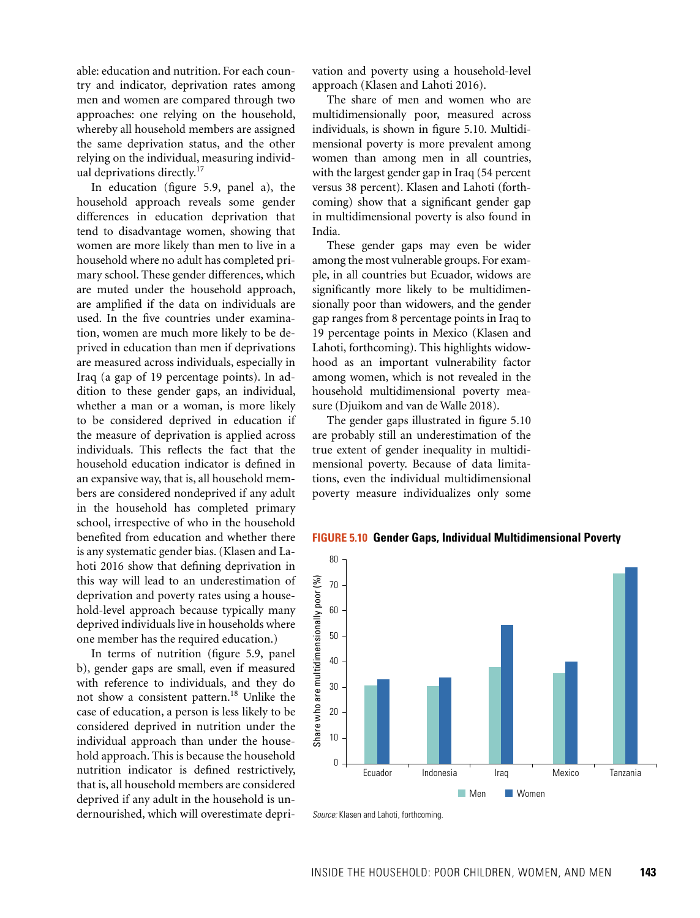able: education and nutrition. For each country and indicator, deprivation rates among men and women are compared through two approaches: one relying on the household, whereby all household members are assigned the same deprivation status, and the other relying on the individual, measuring individual deprivations directly.[17]

In education (figure 5.9, panel a), the household approach reveals some gender differences in education deprivation that tend to disadvantage women, showing that women are more likely than men to live in a household where no adult has completed primary school. These gender differences, which are muted under the household approach, are amplified if the data on individuals are used. In the five countries under examination, women are much more likely to be deprived in education than men if deprivations are measured across individuals, especially in Iraq (a gap of 19 percentage points). In addition to these gender gaps, an individual, whether a man or a woman, is more likely to be considered deprived in education if the measure of deprivation is applied across individuals. This reflects the fact that the household education indicator is defined in an expansive way, that is, all household members are considered nondeprived if any adult in the household has completed primary school, irrespective of who in the household benefited from education and whether there is any systematic gender bias. (Klasen and Lahoti 2016 show that defining deprivation in this way will lead to an underestimation of deprivation and poverty rates using a household-level approach because typically many deprived individuals live in households where one member has the required education.)

In terms of nutrition (figure 5.9, panel b), gender gaps are small, even if measured with reference to individuals, and they do not show a consistent pattern.[18] Unlike the case of education, a person is less likely to be considered deprived in nutrition under the individual approach than under the household approach. This is because the household nutrition indicator is defined restrictively, that is, all household members are considered deprived if any adult in the household is undernourished, which will overestimate deprivation and poverty using a household-level approach (Klasen and Lahoti 2016).

The share of men and women who are multidimensionally poor, measured across individuals, is shown in figure 5.10. Multidimensional poverty is more prevalent among women than among men in all countries, with the largest gender gap in Iraq (54 percent versus 38 percent). Klasen and Lahoti (forthcoming) show that a significant gender gap in multidimensional poverty is also found in India.

These gender gaps may even be wider among the most vulnerable groups. For example, in all countries but Ecuador, widows are significantly more likely to be multidimensionally poor than widowers, and the gender gap ranges from 8 percentage points in Iraq to 19 percentage points in Mexico (Klasen and Lahoti, forthcoming). This highlights widowhood as an important vulnerability factor among women, which is not revealed in the household multidimensional poverty measure (Djuikom and van de Walle 2018).

The gender gaps illustrated in figure 5.10 are probably still an underestimation of the true extent of gender inequality in multidimensional poverty. Because of data limitations, even the individual multidimensional poverty measure individualizes only some

**FIGURE 5.10 Gender Gaps, Individual Multidimensional Poverty**

*Source:* Klasen and Lahoti, forthcoming.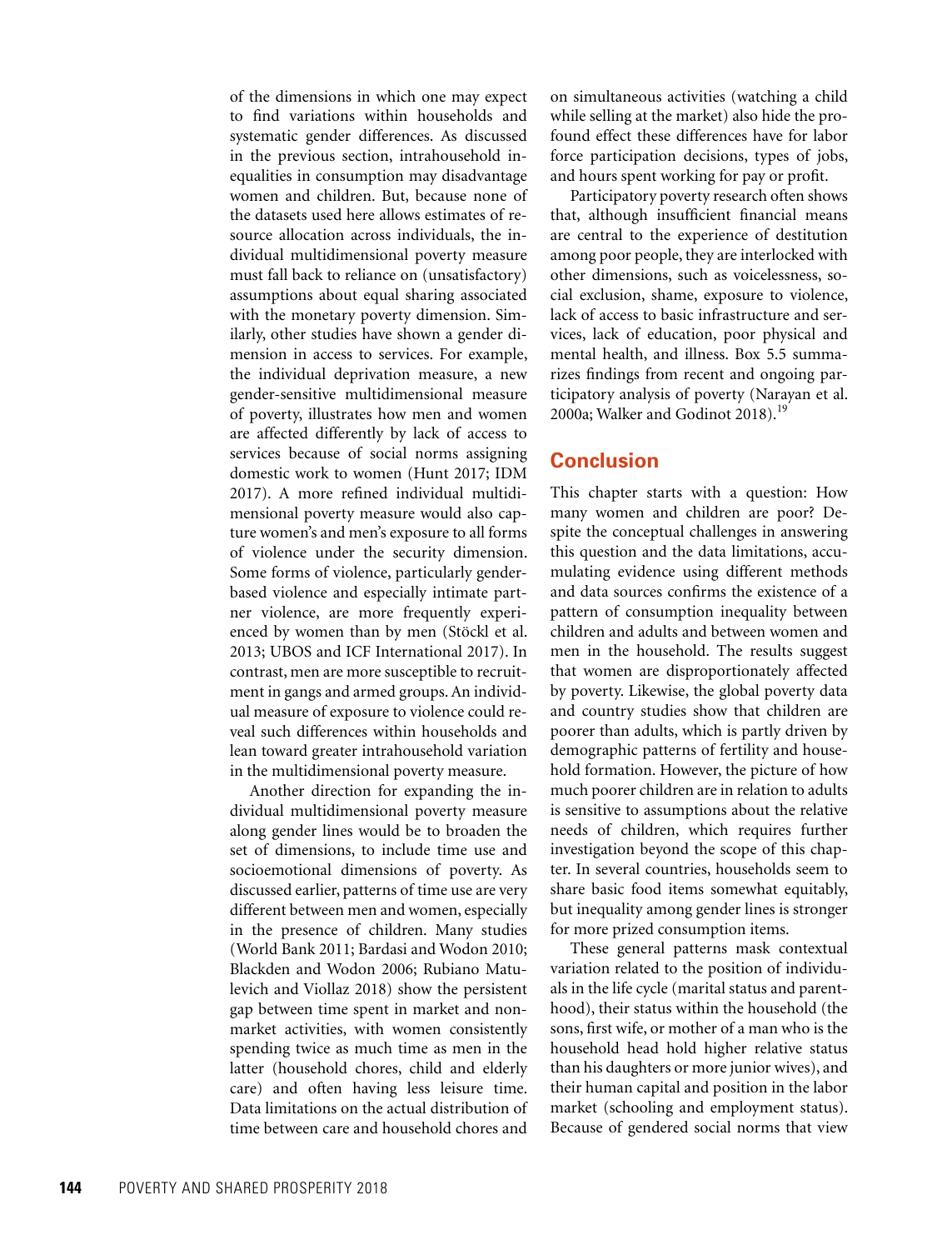of the dimensions in which one may expect to find variations within households and systematic gender differences. As discussed in the previous section, intrahousehold inequalities in consumption may disadvantage women and children. But, because none of the datasets used here allows estimates of resource allocation across individuals, the individual multidimensional poverty measure must fall back to reliance on (unsatisfactory) assumptions about equal sharing associated with the monetary poverty dimension. Similarly, other studies have shown a gender dimension in access to services. For example, the individual deprivation measure, a new gender-sensitive multidimensional measure of poverty, illustrates how men and women are affected differently by lack of access to services because of social norms assigning domestic work to women (Hunt 2017; IDM 2017). A more refined individual multidimensional poverty measure would also capture women's and men's exposure to all forms of violence under the security dimension. Some forms of violence, particularly gender-based violence and especially intimate partner violence, are more frequently experienced by women than by men (Stöckl et al. 2013; UBOS and ICF International 2017). In contrast, men are more susceptible to recruitment in gangs and armed groups. An individual measure of exposure to violence could reveal such differences within households and lean toward greater intrahousehold variation in the multidimensional poverty measure.

Another direction for expanding the individual multidimensional poverty measure along gender lines would be to broaden the set of dimensions, to include time use and socioemotional dimensions of poverty. As discussed earlier, patterns of time use are very different between men and women, especially in the presence of children. Many studies (World Bank 2011; Bardasi and Wodon 2010; Blackden and Wodon 2006; Rubiano Matulevich and Viollaz 2018) show the persistent gap between time spent in market and nonmarket activities, with women consistently spending twice as much time as men in the latter (household chores, child and elderly care) and often having less leisure time. Data limitations on the actual distribution of time between care and household chores and on simultaneous activities (watching a child while selling at the market) also hide the profound effect these differences have for labor force participation decisions, types of jobs, and hours spent working for pay or profit.

Participatory poverty research often shows that, although insufficient financial means are central to the experience of destitution among poor people, they are interlocked with other dimensions, such as voicelessness, social exclusion, shame, exposure to violence, lack of access to basic infrastructure and services, lack of education, poor physical and mental health, and illness. Box 5.5 summarizes findings from recent and ongoing participatory analysis of poverty (Narayan et al. 2000a; Walker and Godinot 2018).[19]

## Conclusion

This chapter starts with a question: How many women and children are poor? Despite the conceptual challenges in answering this question and the data limitations, accumulating evidence using different methods and data sources confirms the existence of a pattern of consumption inequality between children and adults and between women and men in the household. The results suggest that women are disproportionately affected by poverty. Likewise, the global poverty data and country studies show that children are poorer than adults, which is partly driven by demographic patterns of fertility and household formation. However, the picture of how much poorer children are in relation to adults is sensitive to assumptions about the relative needs of children, which requires further investigation beyond the scope of this chapter. In several countries, households seem to share basic food items somewhat equitably, but inequality among gender lines is stronger for more prized consumption items.

These general patterns mask contextual variation related to the position of individuals in the life cycle (marital status and parenthood), their status within the household (the sons, first wife, or mother of a man who is the household head hold higher relative status than his daughters or more junior wives), and their human capital and position in the labor market (schooling and employment status). Because of gendered social norms that view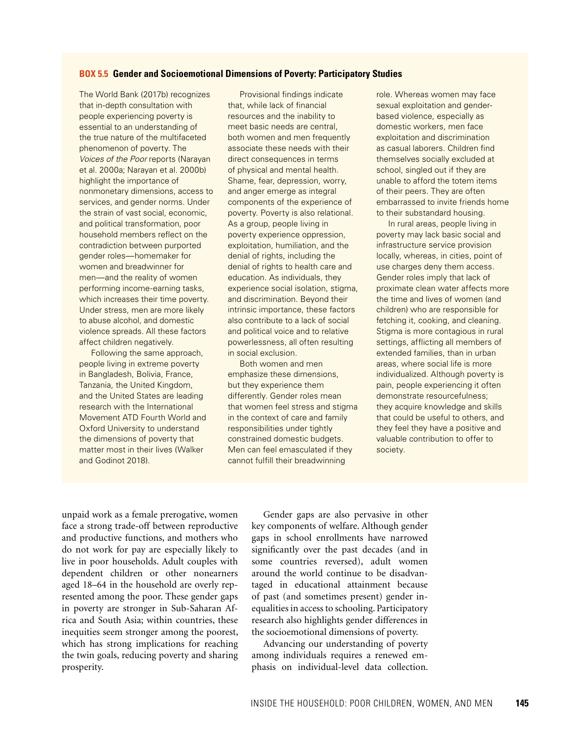**BOX 5.5 Gender and Socioemotional Dimensions of Poverty: Participatory Studies**

The World Bank (2017b) recognizes that in-depth consultation with people experiencing poverty is essential to an understanding of the true nature of the multifaceted phenomenon of poverty. The *Voices of the Poor* reports (Narayan et al. 2000a; Narayan et al. 2000b) highlight the importance of nonmonetary dimensions, access to services, and gender norms. Under the strain of vast social, economic, and political transformation, poor household members reflect on the contradiction between purported gender roles—homemaker for women and breadwinner for men—and the reality of women performing income-earning tasks, which increases their time poverty. Under stress, men are more likely to abuse alcohol, and domestic violence spreads. All these factors affect children negatively.

Following the same approach, people living in extreme poverty in Bangladesh, Bolivia, France, Tanzania, the United Kingdom, and the United States are leading research with the International Movement ATD Fourth World and Oxford University to understand the dimensions of poverty that matter most in their lives (Walker and Godinot 2018).

Provisional findings indicate that, while lack of financial resources and the inability to meet basic needs are central, both women and men frequently associate these needs with their direct consequences in terms of physical and mental health. Shame, fear, depression, worry, and anger emerge as integral components of the experience of poverty. Poverty is also relational. As a group, people living in poverty experience oppression, exploitation, humiliation, and the denial of rights, including the denial of rights to health care and education. As individuals, they experience social isolation, stigma, and discrimination. Beyond their intrinsic importance, these factors also contribute to a lack of social and political voice and to relative powerlessness, all often resulting in social exclusion.

Both women and men emphasize these dimensions, but they experience them differently. Gender roles mean that women feel stress and stigma in the context of care and family responsibilities under tightly constrained domestic budgets. Men can feel emasculated if they cannot fulfill their breadwinning role. Whereas women may face sexual exploitation and gender-based violence, especially as domestic workers, men face exploitation and discrimination as casual laborers. Children find themselves socially excluded at school, singled out if they are unable to afford the totem items of their peers. They are often embarrassed to invite friends home to their substandard housing.

In rural areas, people living in poverty may lack basic social and infrastructure service provision locally, whereas, in cities, point of use charges deny them access. Gender roles imply that lack of proximate clean water affects more the time and lives of women (and children) who are responsible for fetching it, cooking, and cleaning. Stigma is more contagious in rural settings, afflicting all members of extended families, than in urban areas, where social life is more individualized. Although poverty is pain, people experiencing it often demonstrate resourcefulness; they acquire knowledge and skills that could be useful to others, and they feel they have a positive and valuable contribution to offer to society.

unpaid work as a female prerogative, women face a strong trade-off between reproductive and productive functions, and mothers who do not work for pay are especially likely to live in poor households. Adult couples with dependent children or other nonearners aged 18–64 in the household are overly represented among the poor. These gender gaps in poverty are stronger in Sub-Saharan Africa and South Asia; within countries, these inequities seem stronger among the poorest, which has strong implications for reaching the twin goals, reducing poverty and sharing prosperity.

Gender gaps are also pervasive in other key components of welfare. Although gender gaps in school enrollments have narrowed significantly over the past decades (and in some countries reversed), adult women around the world continue to be disadvantaged in educational attainment because of past (and sometimes present) gender inequalities in access to schooling. Participatory research also highlights gender differences in the socioemotional dimensions of poverty.

Advancing our understanding of poverty among individuals requires a renewed emphasis on individual-level data collection.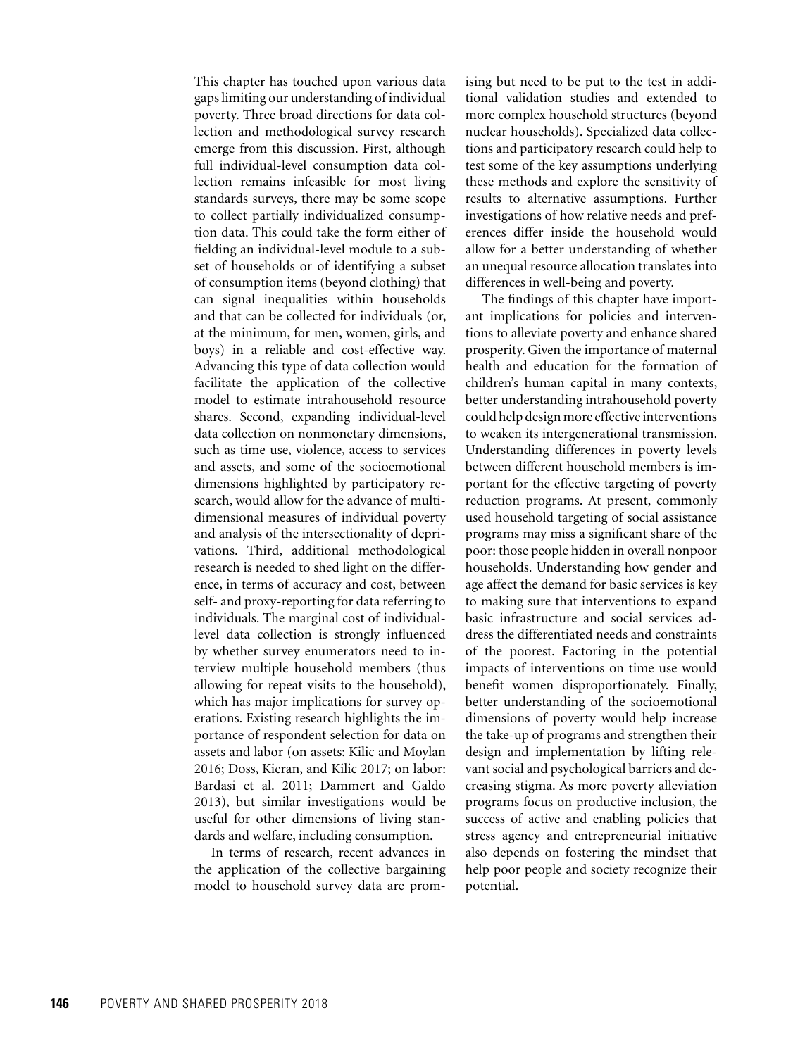This chapter has touched upon various data gaps limiting our understanding of individual poverty. Three broad directions for data collection and methodological survey research emerge from this discussion. First, although full individual-level consumption data collection remains infeasible for most living standards surveys, there may be some scope to collect partially individualized consumption data. This could take the form either of fielding an individual-level module to a subset of households or of identifying a subset of consumption items (beyond clothing) that can signal inequalities within households and that can be collected for individuals (or, at the minimum, for men, women, girls, and boys) in a reliable and cost-effective way. Advancing this type of data collection would facilitate the application of the collective model to estimate intrahousehold resource shares. Second, expanding individual-level data collection on nonmonetary dimensions, such as time use, violence, access to services and assets, and some of the socioemotional dimensions highlighted by participatory research, would allow for the advance of multidimensional measures of individual poverty and analysis of the intersectionality of deprivations. Third, additional methodological research is needed to shed light on the difference, in terms of accuracy and cost, between self- and proxy-reporting for data referring to individuals. The marginal cost of individual-level data collection is strongly influenced by whether survey enumerators need to interview multiple household members (thus allowing for repeat visits to the household), which has major implications for survey operations. Existing research highlights the importance of respondent selection for data on assets and labor (on assets: Kilic and Moylan 2016; Doss, Kieran, and Kilic 2017; on labor: Bardasi et al. 2011; Dammert and Galdo 2013), but similar investigations would be useful for other dimensions of living standards and welfare, including consumption.

In terms of research, recent advances in the application of the collective bargaining model to household survey data are promising but need to be put to the test in additional validation studies and extended to more complex household structures (beyond nuclear households). Specialized data collections and participatory research could help to test some of the key assumptions underlying these methods and explore the sensitivity of results to alternative assumptions. Further investigations of how relative needs and preferences differ inside the household would allow for a better understanding of whether an unequal resource allocation translates into differences in well-being and poverty.

The findings of this chapter have important implications for policies and interventions to alleviate poverty and enhance shared prosperity. Given the importance of maternal health and education for the formation of children's human capital in many contexts, better understanding intrahousehold poverty could help design more effective interventions to weaken its intergenerational transmission. Understanding differences in poverty levels between different household members is important for the effective targeting of poverty reduction programs. At present, commonly used household targeting of social assistance programs may miss a significant share of the poor: those people hidden in overall nonpoor households. Understanding how gender and age affect the demand for basic services is key to making sure that interventions to expand basic infrastructure and social services address the differentiated needs and constraints of the poorest. Factoring in the potential impacts of interventions on time use would benefit women disproportionately. Finally, better understanding of the socioemotional dimensions of poverty would help increase the take-up of programs and strengthen their design and implementation by lifting relevant social and psychological barriers and decreasing stigma. As more poverty alleviation programs focus on productive inclusion, the success of active and enabling policies that stress agency and entrepreneurial initiative also depends on fostering the mindset that help poor people and society recognize their potential.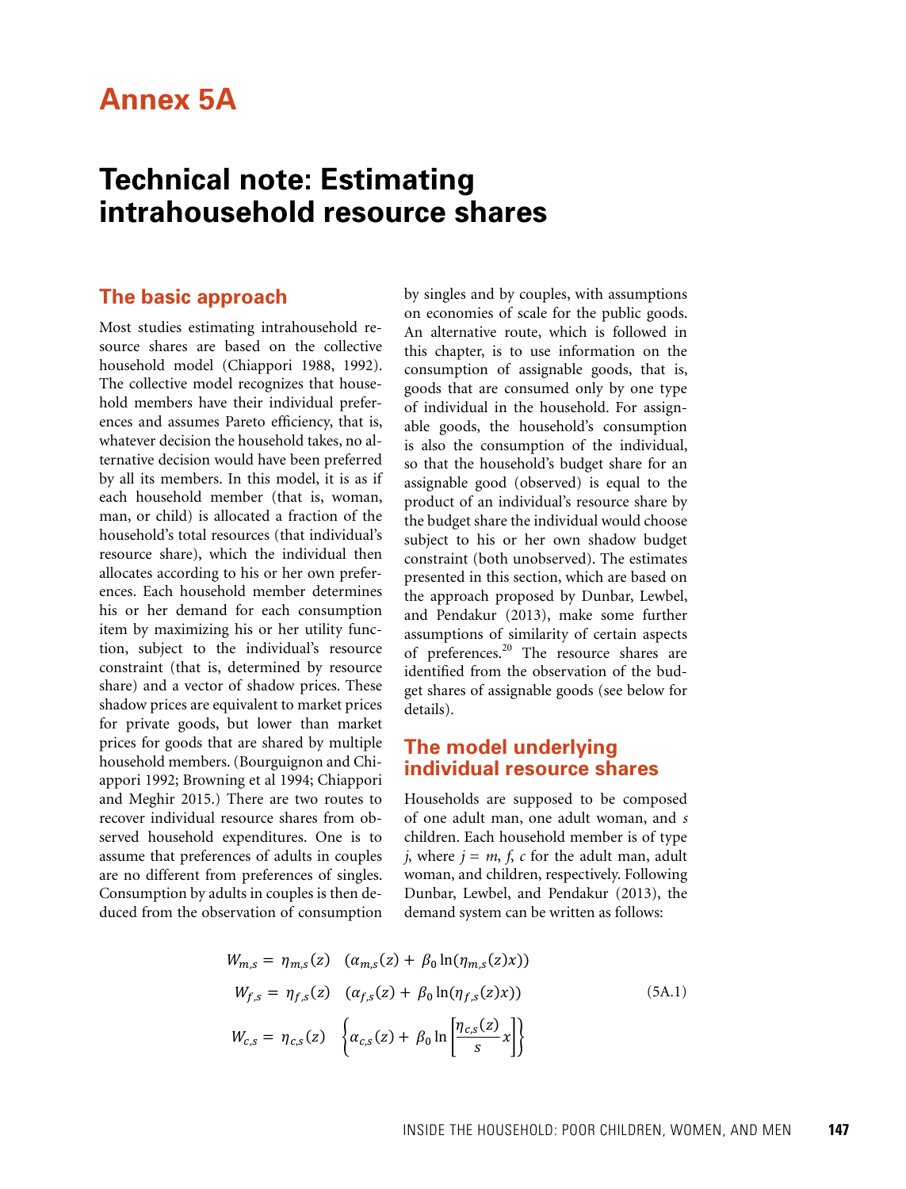# Annex 5A

# Technical note: Estimating intrahousehold resource shares

## The basic approach

Most studies estimating intrahousehold resource shares are based on the collective household model (Chiappori 1988, 1992). The collective model recognizes that household members have their individual preferences and assumes Pareto efficiency, that is, whatever decision the household takes, no alternative decision would have been preferred by all its members. In this model, it is as if each household member (that is, woman, man, or child) is allocated a fraction of the household's total resources (that individual's resource share), which the individual then allocates according to his or her own preferences. Each household member determines his or her demand for each consumption item by maximizing his or her utility function, subject to the individual's resource constraint (that is, determined by resource share) and a vector of shadow prices. These shadow prices are equivalent to market prices for private goods, but lower than market prices for goods that are shared by multiple household members. (Bourguignon and Chiappori 1992; Browning et al 1994; Chiappori and Meghir 2015.) There are two routes to recover individual resource shares from observed household expenditures. One is to assume that preferences of adults in couples are no different from preferences of singles. Consumption by adults in couples is then deduced from the observation of consumption by singles and by couples, with assumptions on economies of scale for the public goods. An alternative route, which is followed in this chapter, is to use information on the consumption of assignable goods, that is, goods that are consumed only by one type of individual in the household. For assignable goods, the household's consumption is also the consumption of the individual, so that the household's budget share for an assignable good (observed) is equal to the product of an individual's resource share by the budget share the individual would choose subject to his or her own shadow budget constraint (both unobserved). The estimates presented in this section, which are based on the approach proposed by Dunbar, Lewbel, and Pendakur (2013), make some further assumptions of similarity of certain aspects of preferences.[20] The resource shares are identified from the observation of the budget shares of assignable goods (see below for details).

## The model underlying individual resource shares

Households are supposed to be composed of one adult man, one adult woman, and $s$ children. Each household member is of type $j$, where $j = m, f, c$ for the adult man, adult woman, and children, respectively. Following Dunbar, Lewbel, and Pendakur (2013), the demand system can be written as follows:

$$
\begin{aligned}
W_{m,s} &= \eta_{m,s}(z) \quad (\alpha_{m,s}(z) + \beta_0 \ln(\eta_{m,s}(z)x)) \\
W_{f,s} &= \eta_{f,s}(z) \quad (\alpha_{f,s}(z) + \beta_0 \ln(\eta_{f,s}(z)x)) \qquad \text{(5A.1)} \\
W_{c,s} &= \eta_{c,s}(z) \quad \left\{\alpha_{c,s}(z) + \beta_0 \ln\left[\frac{\eta_{c,s}(z)}{s} x\right]\right\}
\end{aligned}
$$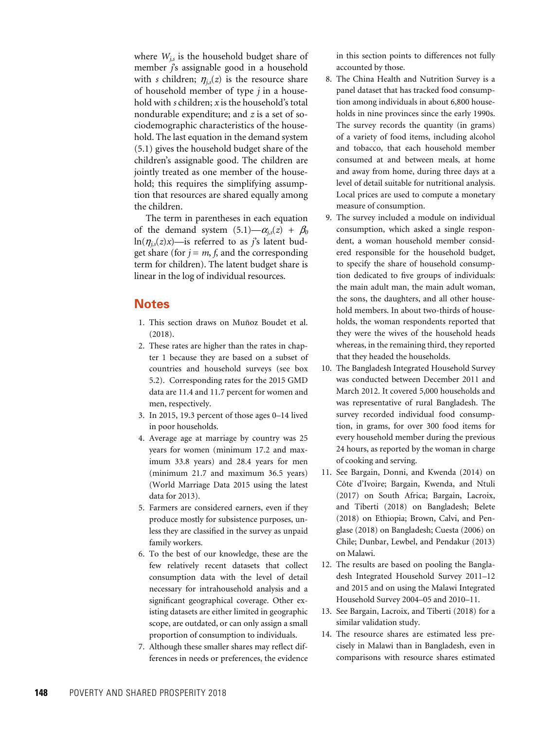where $W_{j,s}$ is the household budget share of member $j$'s assignable good in a household with $s$ children; $\eta_{j,s}(z)$ is the resource share of household member of type $j$ in a household with $s$ children; $x$ is the household's total nondurable expenditure; and $z$ is a set of sociodemographic characteristics of the household. The last equation in the demand system (5.1) gives the household budget share of the children's assignable good. The children are jointly treated as one member of the household; this requires the simplifying assumption that resources are shared equally among the children.

The term in parentheses in each equation of the demand system (5.1)—$\alpha_{j,s}(z) + \beta_0 \ln(\eta_{j,s}(z)x)$—is referred to as $j$'s latent budget share (for $j = m, f$, and the corresponding term for children). The latent budget share is linear in the log of individual resources.

## Notes

1. This section draws on Muñoz Boudet et al. (2018).
2. These rates are higher than the rates in chapter 1 because they are based on a subset of countries and household surveys (see box 5.2). Corresponding rates for the 2015 GMD data are 11.4 and 11.7 percent for women and men, respectively.
3. In 2015, 19.3 percent of those ages 0–14 lived in poor households.
4. Average age at marriage by country was 25 years for women (minimum 17.2 and maximum 33.8 years) and 28.4 years for men (minimum 21.7 and maximum 36.5 years) (World Marriage Data 2015 using the latest data for 2013).
5. Farmers are considered earners, even if they produce mostly for subsistence purposes, unless they are classified in the survey as unpaid family workers.
6. To the best of our knowledge, these are the few relatively recent datasets that collect consumption data with the level of detail necessary for intrahousehold analysis and a significant geographical coverage. Other existing datasets are either limited in geographic scope, are outdated, or can only assign a small proportion of consumption to individuals.
7. Although these smaller shares may reflect differences in needs or preferences, the evidence in this section points to differences not fully accounted by those.
8. The China Health and Nutrition Survey is a panel dataset that has tracked food consumption among individuals in about 6,800 households in nine provinces since the early 1990s. The survey records the quantity (in grams) of a variety of food items, including alcohol and tobacco, that each household member consumed at and between meals, at home and away from home, during three days at a level of detail suitable for nutritional analysis. Local prices are used to compute a monetary measure of consumption.
9. The survey included a module on individual consumption, which asked a single respondent, a woman household member considered responsible for the household budget, to specify the share of household consumption dedicated to five groups of individuals: the main adult man, the main adult woman, the sons, the daughters, and all other household members. In about two-thirds of households, the woman respondents reported that they were the wives of the household heads whereas, in the remaining third, they reported that they headed the households.
10. The Bangladesh Integrated Household Survey was conducted between December 2011 and March 2012. It covered 5,000 households and was representative of rural Bangladesh. The survey recorded individual food consumption, in grams, for over 300 food items for every household member during the previous 24 hours, as reported by the woman in charge of cooking and serving.
11. See Bargain, Donni, and Kwenda (2014) on Côte d'Ivoire; Bargain, Kwenda, and Ntuli (2017) on South Africa; Bargain, Lacroix, and Tiberti (2018) on Bangladesh; Belete (2018) on Ethiopia; Brown, Calvi, and Penglase (2018) on Bangladesh; Cuesta (2006) on Chile; Dunbar, Lewbel, and Pendakur (2013) on Malawi.
12. The results are based on pooling the Bangladesh Integrated Household Survey 2011–12 and 2015 and on using the Malawi Integrated Household Survey 2004–05 and 2010–11.
13. See Bargain, Lacroix, and Tiberti (2018) for a similar validation study.
14. The resource shares are estimated less precisely in Malawi than in Bangladesh, even in comparisons with resource shares estimated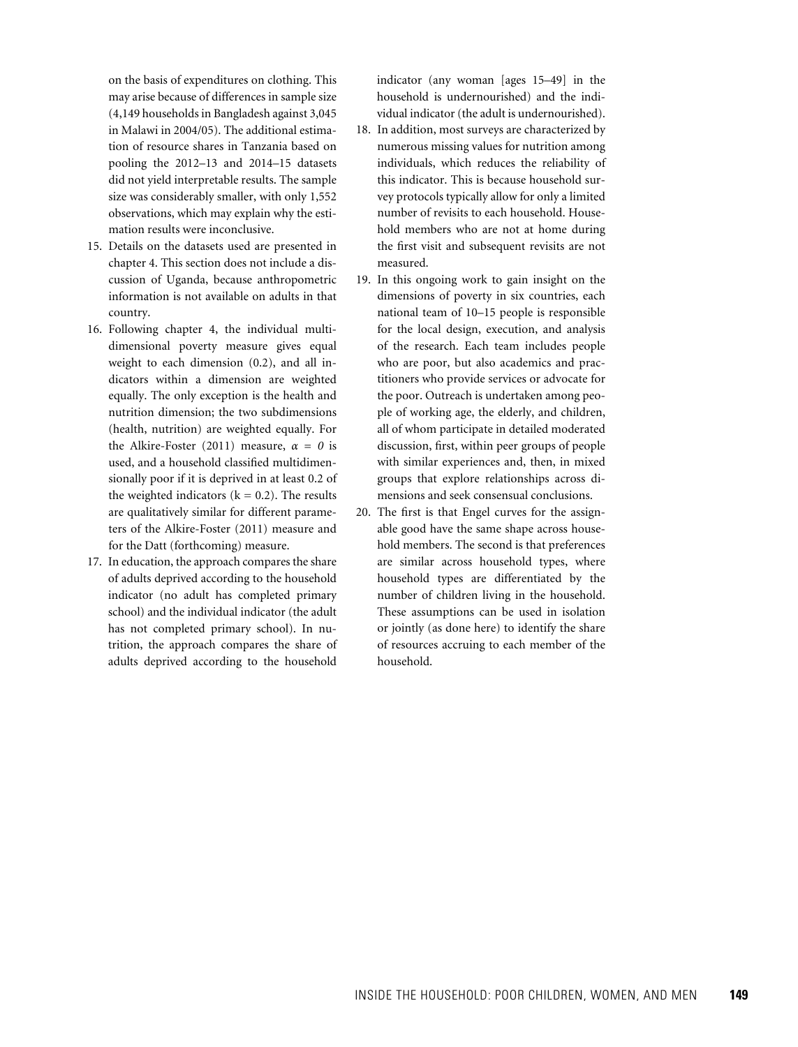on the basis of expenditures on clothing. This may arise because of differences in sample size (4,149 households in Bangladesh against 3,045 in Malawi in 2004/05). The additional estimation of resource shares in Tanzania based on pooling the 2012–13 and 2014–15 datasets did not yield interpretable results. The sample size was considerably smaller, with only 1,552 observations, which may explain why the estimation results were inconclusive.

15. Details on the datasets used are presented in chapter 4. This section does not include a discussion of Uganda, because anthropometric information is not available on adults in that country.
16. Following chapter 4, the individual multidimensional poverty measure gives equal weight to each dimension (0.2), and all indicators within a dimension are weighted equally. The only exception is the health and nutrition dimension; the two subdimensions (health, nutrition) are weighted equally. For the Alkire-Foster (2011) measure, $\alpha = 0$ is used, and a household classified multidimensionally poor if it is deprived in at least 0.2 of the weighted indicators ($k = 0.2$). The results are qualitatively similar for different parameters of the Alkire-Foster (2011) measure and for the Datt (forthcoming) measure.
17. In education, the approach compares the share of adults deprived according to the household indicator (no adult has completed primary school) and the individual indicator (the adult has not completed primary school). In nutrition, the approach compares the share of adults deprived according to the household indicator (any woman [ages 15–49] in the household is undernourished) and the individual indicator (the adult is undernourished).
18. In addition, most surveys are characterized by numerous missing values for nutrition among individuals, which reduces the reliability of this indicator. This is because household survey protocols typically allow for only a limited number of revisits to each household. Household members who are not at home during the first visit and subsequent revisits are not measured.
19. In this ongoing work to gain insight on the dimensions of poverty in six countries, each national team of 10–15 people is responsible for the local design, execution, and analysis of the research. Each team includes people who are poor, but also academics and practitioners who provide services or advocate for the poor. Outreach is undertaken among people of working age, the elderly, and children, all of whom participate in detailed moderated discussion, first, within peer groups of people with similar experiences and, then, in mixed groups that explore relationships across dimensions and seek consensual conclusions.
20. The first is that Engel curves for the assignable good have the same shape across household members. The second is that preferences are similar across household types, where household types are differentiated by the number of children living in the household. These assumptions can be used in isolation or jointly (as done here) to identify the share of resources accruing to each member of the household.